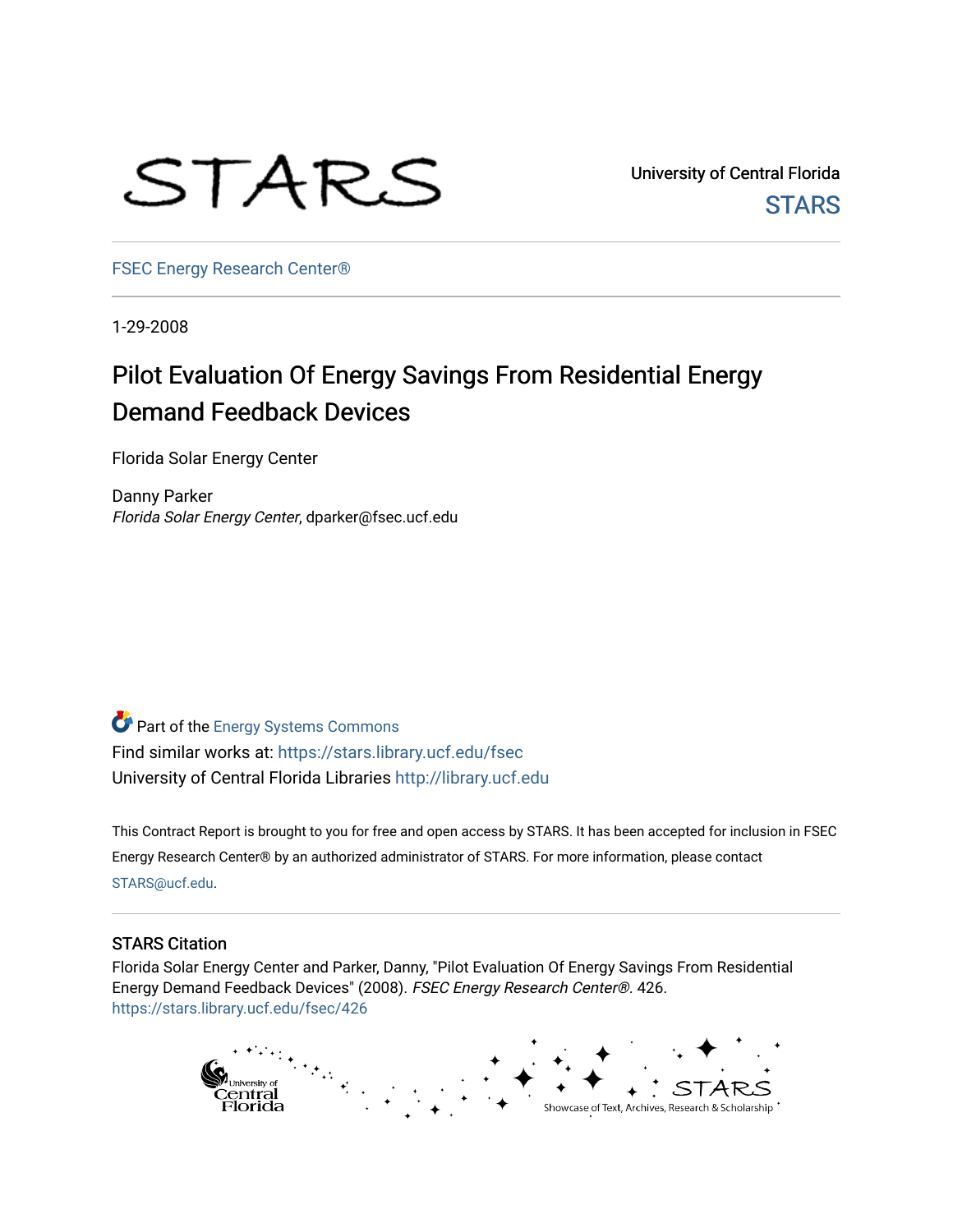STARS

University of Central Florida

STARS

FSEC Energy Research Center®

1-29-2008

# Pilot Evaluation Of Energy Savings From Residential Energy Demand Feedback Devices

Florida Solar Energy Center

Danny Parker
*Florida Solar Energy Center*, dparker@fsec.ucf.edu

Part of the Energy Systems Commons
Find similar works at: https://stars.library.ucf.edu/fsec
University of Central Florida Libraries http://library.ucf.edu

This Contract Report is brought to you for free and open access by STARS. It has been accepted for inclusion in FSEC Energy Research Center® by an authorized administrator of STARS. For more information, please contact STARS@ucf.edu.

## STARS Citation

Florida Solar Energy Center and Parker, Danny, "Pilot Evaluation Of Energy Savings From Residential Energy Demand Feedback Devices" (2008). *FSEC Energy Research Center®*. 426.
https://stars.library.ucf.edu/fsec/426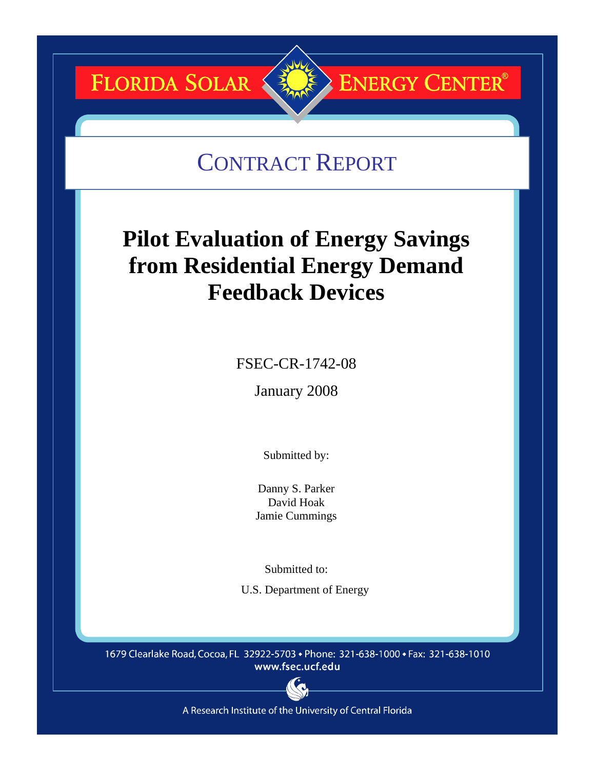FLORIDA SOLAR ENERGY CENTER®

# CONTRACT REPORT

# Pilot Evaluation of Energy Savings from Residential Energy Demand Feedback Devices

FSEC-CR-1742-08

January 2008

Submitted by:

Danny S. Parker
David Hoak
Jamie Cummings

Submitted to:

U.S. Department of Energy

1679 Clearlake Road, Cocoa, FL 32922-5703 • Phone: 321-638-1000 • Fax: 321-638-1010
www.fsec.ucf.edu

A Research Institute of the University of Central Florida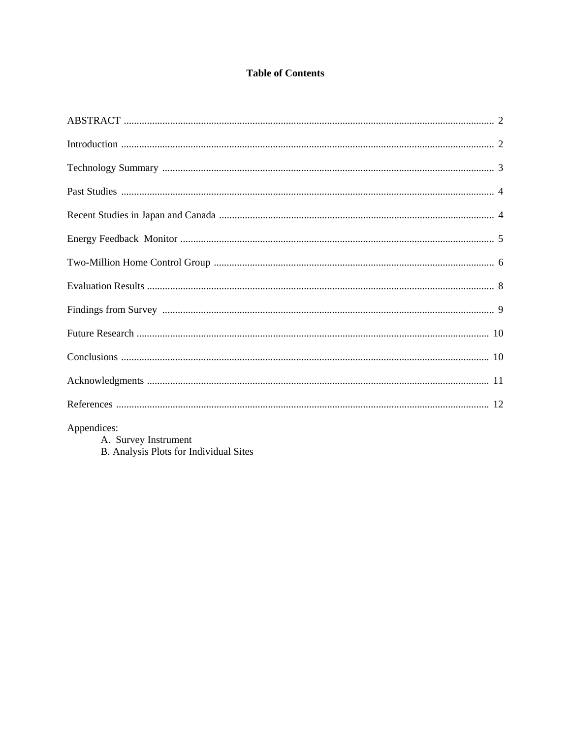# Table of Contents

ABSTRACT ........................................................................................................................................ 2

Introduction ......................................................................................................................................... 2

Technology Summary ......................................................................................................................... 3

Past Studies ......................................................................................................................................... 4

Recent Studies in Japan and Canada .................................................................................................. 4

Energy Feedback Monitor ................................................................................................................... 5

Two-Million Home Control Group ..................................................................................................... 6

Evaluation Results .............................................................................................................................. 8

Findings from Survey ......................................................................................................................... 9

Future Research ................................................................................................................................. 10

Conclusions ....................................................................................................................................... 10

Acknowledgments ............................................................................................................................. 11

References .......................................................................................................................................... 12

Appendices:
- A. Survey Instrument
- B. Analysis Plots for Individual Sites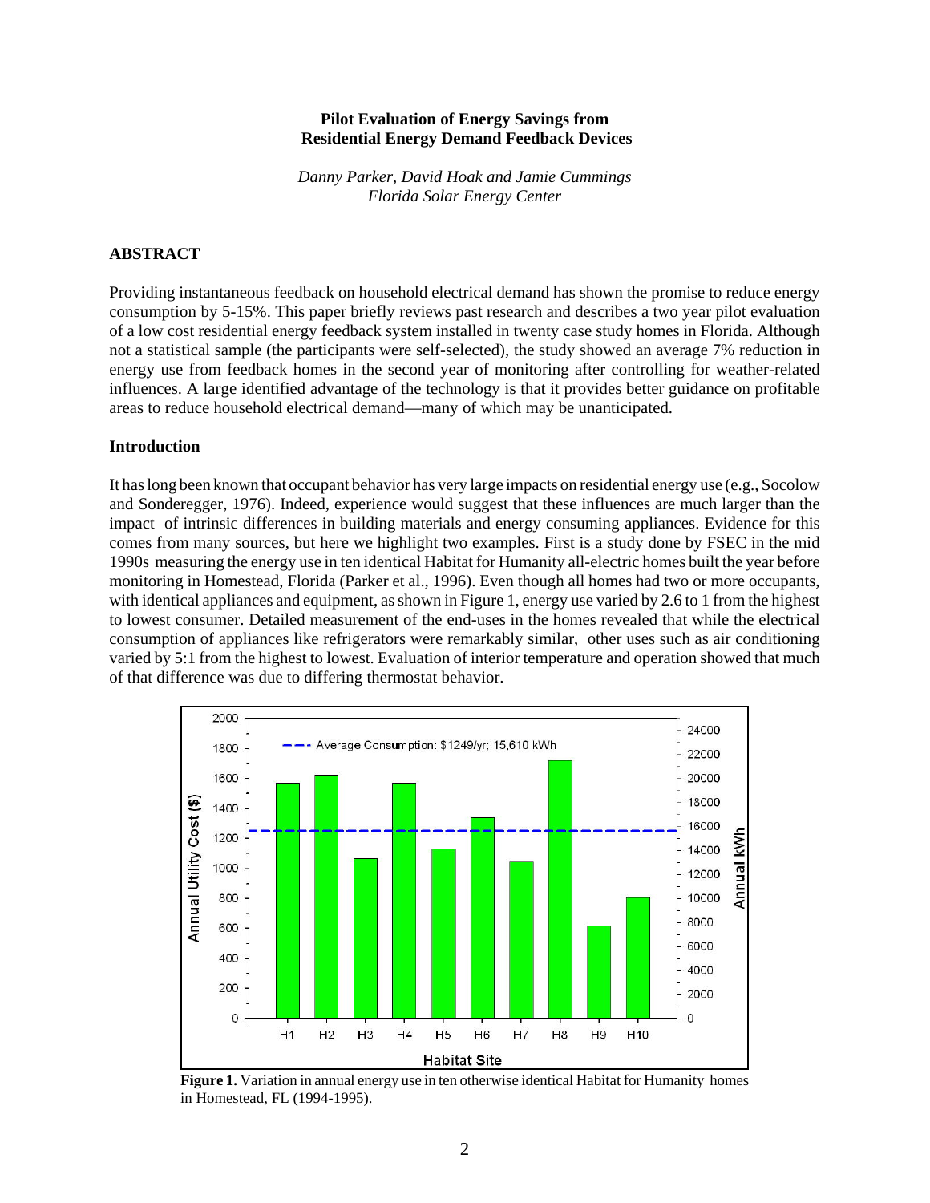**Pilot Evaluation of Energy Savings from Residential Energy Demand Feedback Devices**

*Danny Parker, David Hoak and Jamie Cummings*
*Florida Solar Energy Center*

## ABSTRACT

Providing instantaneous feedback on household electrical demand has shown the promise to reduce energy consumption by 5-15%. This paper briefly reviews past research and describes a two year pilot evaluation of a low cost residential energy feedback system installed in twenty case study homes in Florida. Although not a statistical sample (the participants were self-selected), the study showed an average 7% reduction in energy use from feedback homes in the second year of monitoring after controlling for weather-related influences. A large identified advantage of the technology is that it provides better guidance on profitable areas to reduce household electrical demand—many of which may be unanticipated.

## Introduction

It has long been known that occupant behavior has very large impacts on residential energy use (e.g., Socolow and Sonderegger, 1976). Indeed, experience would suggest that these influences are much larger than the impact of intrinsic differences in building materials and energy consuming appliances. Evidence for this comes from many sources, but here we highlight two examples. First is a study done by FSEC in the mid 1990s measuring the energy use in ten identical Habitat for Humanity all-electric homes built the year before monitoring in Homestead, Florida (Parker et al., 1996). Even though all homes had two or more occupants, with identical appliances and equipment, as shown in Figure 1, energy use varied by 2.6 to 1 from the highest to lowest consumer. Detailed measurement of the end-uses in the homes revealed that while the electrical consumption of appliances like refrigerators were remarkably similar, other uses such as air conditioning varied by 5:1 from the highest to lowest. Evaluation of interior temperature and operation showed that much of that difference was due to differing thermostat behavior.

**Figure 1.** Variation in annual energy use in ten otherwise identical Habitat for Humanity homes in Homestead, FL (1994-1995).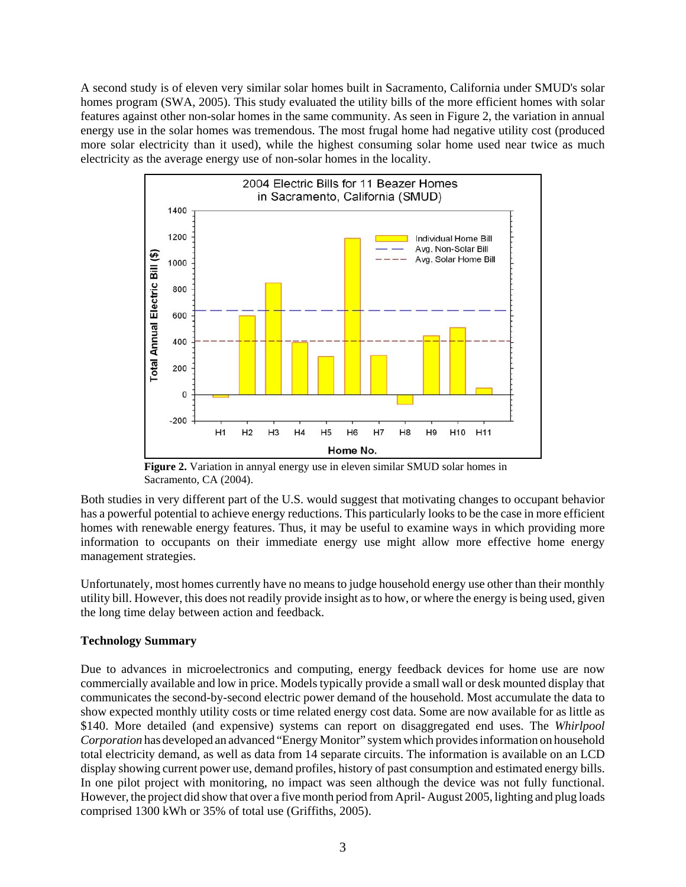A second study is of eleven very similar solar homes built in Sacramento, California under SMUD's solar homes program (SWA, 2005). This study evaluated the utility bills of the more efficient homes with solar features against other non-solar homes in the same community. As seen in Figure 2, the variation in annual energy use in the solar homes was tremendous. The most frugal home had negative utility cost (produced more solar electricity than it used), while the highest consuming solar home used near twice as much electricity as the average energy use of non-solar homes in the locality.

**Figure 2.** Variation in annyal energy use in eleven similar SMUD solar homes in Sacramento, CA (2004).

Both studies in very different part of the U.S. would suggest that motivating changes to occupant behavior has a powerful potential to achieve energy reductions. This particularly looks to be the case in more efficient homes with renewable energy features. Thus, it may be useful to examine ways in which providing more information to occupants on their immediate energy use might allow more effective home energy management strategies.

Unfortunately, most homes currently have no means to judge household energy use other than their monthly utility bill. However, this does not readily provide insight as to how, or where the energy is being used, given the long time delay between action and feedback.

**Technology Summary**

Due to advances in microelectronics and computing, energy feedback devices for home use are now commercially available and low in price. Models typically provide a small wall or desk mounted display that communicates the second-by-second electric power demand of the household. Most accumulate the data to show expected monthly utility costs or time related energy cost data. Some are now available for as little as $140. More detailed (and expensive) systems can report on disaggregated end uses. The *Whirlpool Corporation* has developed an advanced "Energy Monitor" system which provides information on household total electricity demand, as well as data from 14 separate circuits. The information is available on an LCD display showing current power use, demand profiles, history of past consumption and estimated energy bills. In one pilot project with monitoring, no impact was seen although the device was not fully functional. However, the project did show that over a five month period from April- August 2005, lighting and plug loads comprised 1300 kWh or 35% of total use (Griffiths, 2005).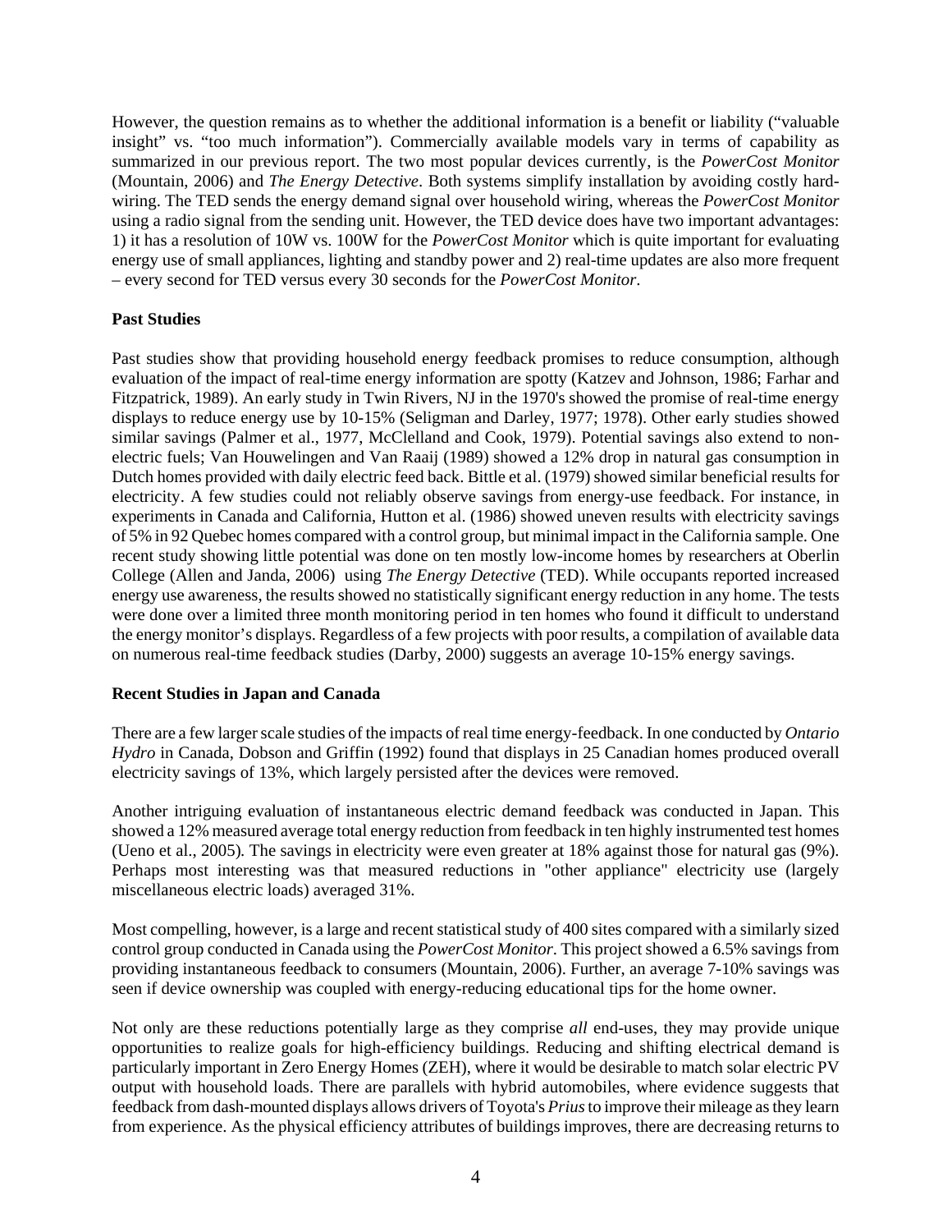However, the question remains as to whether the additional information is a benefit or liability ("valuable insight" vs. "too much information"). Commercially available models vary in terms of capability as summarized in our previous report. The two most popular devices currently, is the *PowerCost Monitor* (Mountain, 2006) and *The Energy Detective*. Both systems simplify installation by avoiding costly hard-wiring. The TED sends the energy demand signal over household wiring, whereas the *PowerCost Monitor* using a radio signal from the sending unit. However, the TED device does have two important advantages: 1) it has a resolution of 10W vs. 100W for the *PowerCost Monitor* which is quite important for evaluating energy use of small appliances, lighting and standby power and 2) real-time updates are also more frequent – every second for TED versus every 30 seconds for the *PowerCost Monitor*.

**Past Studies**

Past studies show that providing household energy feedback promises to reduce consumption, although evaluation of the impact of real-time energy information are spotty (Katzev and Johnson, 1986; Farhar and Fitzpatrick, 1989). An early study in Twin Rivers, NJ in the 1970's showed the promise of real-time energy displays to reduce energy use by 10-15% (Seligman and Darley, 1977; 1978). Other early studies showed similar savings (Palmer et al., 1977, McClelland and Cook, 1979). Potential savings also extend to non-electric fuels; Van Houwelingen and Van Raaij (1989) showed a 12% drop in natural gas consumption in Dutch homes provided with daily electric feed back. Bittle et al. (1979) showed similar beneficial results for electricity. A few studies could not reliably observe savings from energy-use feedback. For instance, in experiments in Canada and California, Hutton et al. (1986) showed uneven results with electricity savings of 5% in 92 Quebec homes compared with a control group, but minimal impact in the California sample. One recent study showing little potential was done on ten mostly low-income homes by researchers at Oberlin College (Allen and Janda, 2006) using *The Energy Detective* (TED). While occupants reported increased energy use awareness, the results showed no statistically significant energy reduction in any home. The tests were done over a limited three month monitoring period in ten homes who found it difficult to understand the energy monitor's displays. Regardless of a few projects with poor results, a compilation of available data on numerous real-time feedback studies (Darby, 2000) suggests an average 10-15% energy savings.

**Recent Studies in Japan and Canada**

There are a few larger scale studies of the impacts of real time energy-feedback. In one conducted by *Ontario Hydro* in Canada, Dobson and Griffin (1992) found that displays in 25 Canadian homes produced overall electricity savings of 13%, which largely persisted after the devices were removed.

Another intriguing evaluation of instantaneous electric demand feedback was conducted in Japan. This showed a 12% measured average total energy reduction from feedback in ten highly instrumented test homes (Ueno et al., 2005). The savings in electricity were even greater at 18% against those for natural gas (9%). Perhaps most interesting was that measured reductions in "other appliance" electricity use (largely miscellaneous electric loads) averaged 31%.

Most compelling, however, is a large and recent statistical study of 400 sites compared with a similarly sized control group conducted in Canada using the *PowerCost Monitor*. This project showed a 6.5% savings from providing instantaneous feedback to consumers (Mountain, 2006). Further, an average 7-10% savings was seen if device ownership was coupled with energy-reducing educational tips for the home owner.

Not only are these reductions potentially large as they comprise *all* end-uses, they may provide unique opportunities to realize goals for high-efficiency buildings. Reducing and shifting electrical demand is particularly important in Zero Energy Homes (ZEH), where it would be desirable to match solar electric PV output with household loads. There are parallels with hybrid automobiles, where evidence suggests that feedback from dash-mounted displays allows drivers of Toyota's *Prius* to improve their mileage as they learn from experience. As the physical efficiency attributes of buildings improves, there are decreasing returns to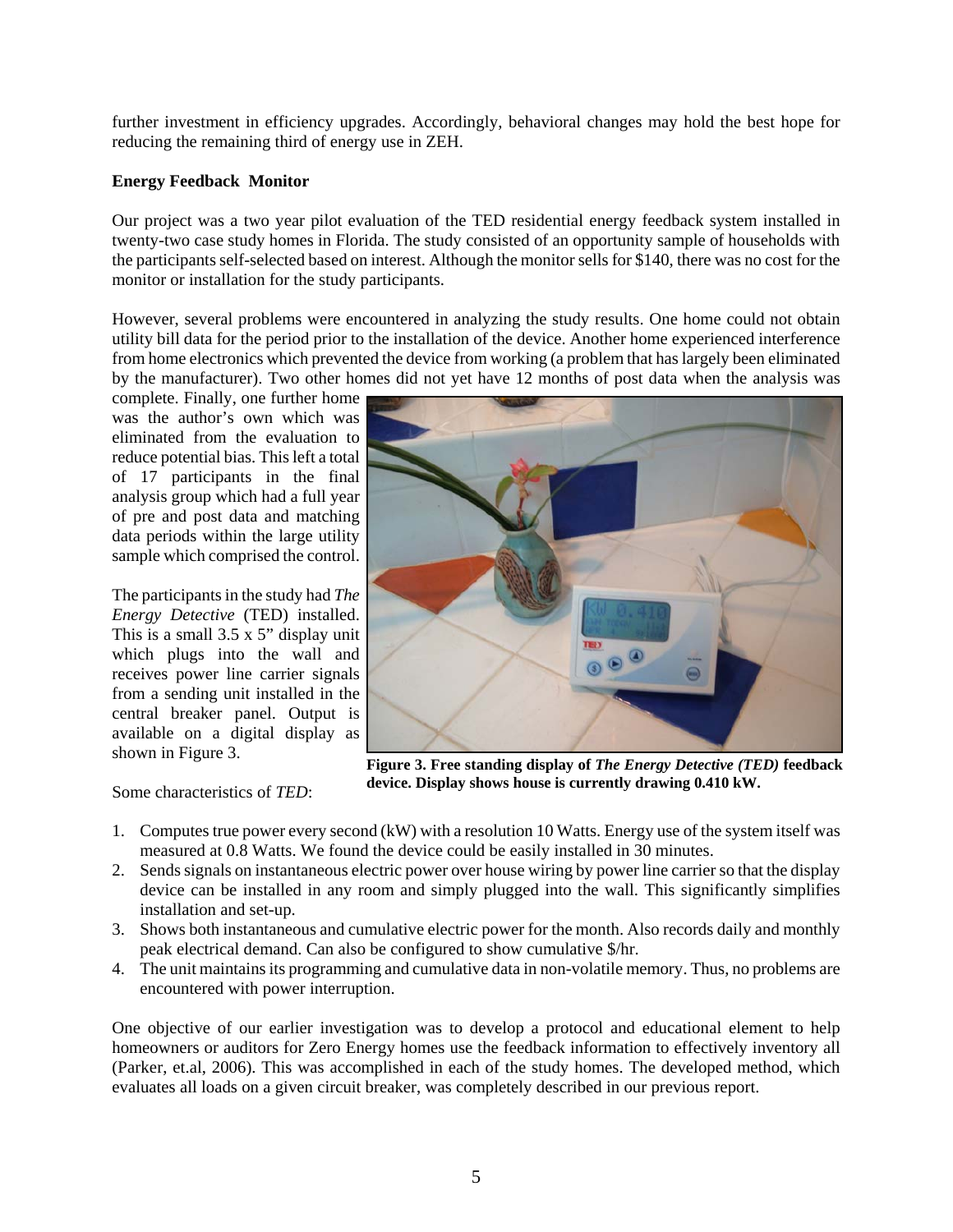further investment in efficiency upgrades. Accordingly, behavioral changes may hold the best hope for reducing the remaining third of energy use in ZEH.

**Energy Feedback Monitor**

Our project was a two year pilot evaluation of the TED residential energy feedback system installed in twenty-two case study homes in Florida. The study consisted of an opportunity sample of households with the participants self-selected based on interest. Although the monitor sells for $140, there was no cost for the monitor or installation for the study participants.

However, several problems were encountered in analyzing the study results. One home could not obtain utility bill data for the period prior to the installation of the device. Another home experienced interference from home electronics which prevented the device from working (a problem that has largely been eliminated by the manufacturer). Two other homes did not yet have 12 months of post data when the analysis was complete. Finally, one further home was the author's own which was eliminated from the evaluation to reduce potential bias. This left a total of 17 participants in the final analysis group which had a full year of pre and post data and matching data periods within the large utility sample which comprised the control.

The participants in the study had *The Energy Detective* (TED) installed. This is a small 3.5 x 5" display unit which plugs into the wall and receives power line carrier signals from a sending unit installed in the central breaker panel. Output is available on a digital display as shown in Figure 3.

**Figure 3. Free standing display of *The Energy Detective (TED)* feedback device. Display shows house is currently drawing 0.410 kW.**

Some characteristics of *TED*:

1. Computes true power every second (kW) with a resolution 10 Watts. Energy use of the system itself was measured at 0.8 Watts. We found the device could be easily installed in 30 minutes.
2. Sends signals on instantaneous electric power over house wiring by power line carrier so that the display device can be installed in any room and simply plugged into the wall. This significantly simplifies installation and set-up.
3. Shows both instantaneous and cumulative electric power for the month. Also records daily and monthly peak electrical demand. Can also be configured to show cumulative $/hr.
4. The unit maintains its programming and cumulative data in non-volatile memory. Thus, no problems are encountered with power interruption.

One objective of our earlier investigation was to develop a protocol and educational element to help homeowners or auditors for Zero Energy homes use the feedback information to effectively inventory all (Parker, et.al, 2006). This was accomplished in each of the study homes. The developed method, which evaluates all loads on a given circuit breaker, was completely described in our previous report.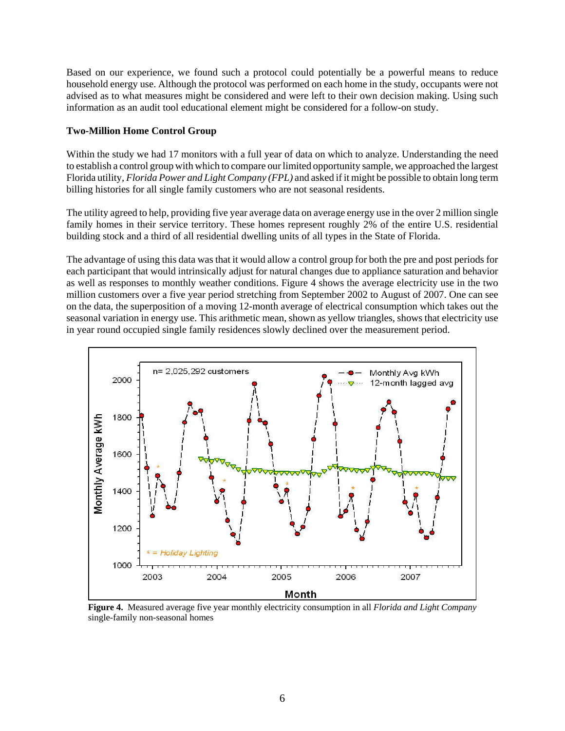Based on our experience, we found such a protocol could potentially be a powerful means to reduce household energy use. Although the protocol was performed on each home in the study, occupants were not advised as to what measures might be considered and were left to their own decision making. Using such information as an audit tool educational element might be considered for a follow-on study.

**Two-Million Home Control Group**

Within the study we had 17 monitors with a full year of data on which to analyze. Understanding the need to establish a control group with which to compare our limited opportunity sample, we approached the largest Florida utility, *Florida Power and Light Company (FPL)* and asked if it might be possible to obtain long term billing histories for all single family customers who are not seasonal residents.

The utility agreed to help, providing five year average data on average energy use in the over 2 million single family homes in their service territory. These homes represent roughly 2% of the entire U.S. residential building stock and a third of all residential dwelling units of all types in the State of Florida.

The advantage of using this data was that it would allow a control group for both the pre and post periods for each participant that would intrinsically adjust for natural changes due to appliance saturation and behavior as well as responses to monthly weather conditions. Figure 4 shows the average electricity use in the two million customers over a five year period stretching from September 2002 to August of 2007. One can see on the data, the superposition of a moving 12-month average of electrical consumption which takes out the seasonal variation in energy use. This arithmetic mean, shown as yellow triangles, shows that electricity use in year round occupied single family residences slowly declined over the measurement period.

**Figure 4.** Measured average five year monthly electricity consumption in all *Florida and Light Company* single-family non-seasonal homes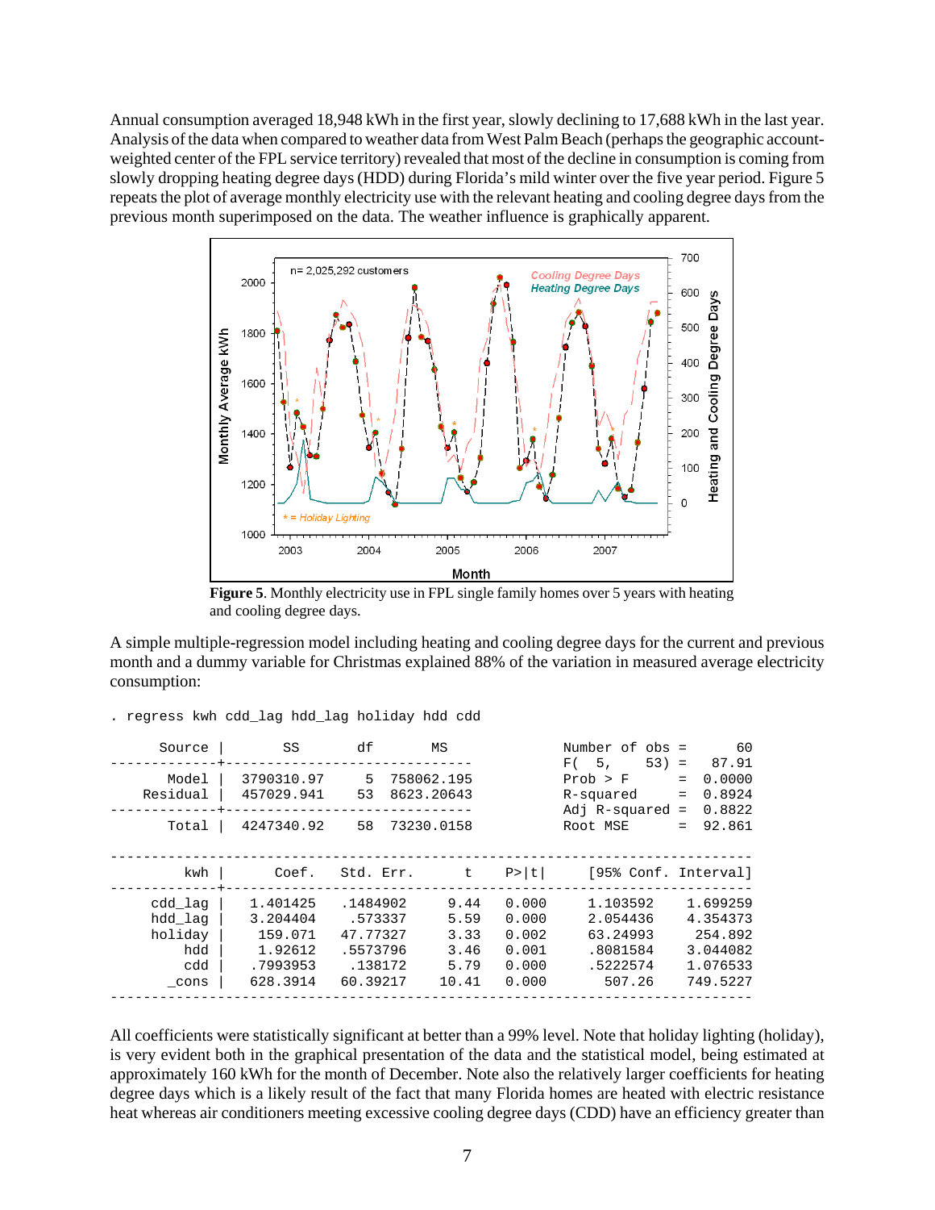Annual consumption averaged 18,948 kWh in the first year, slowly declining to 17,688 kWh in the last year. Analysis of the data when compared to weather data from West Palm Beach (perhaps the geographic account-weighted center of the FPL service territory) revealed that most of the decline in consumption is coming from slowly dropping heating degree days (HDD) during Florida's mild winter over the five year period. Figure 5 repeats the plot of average monthly electricity use with the relevant heating and cooling degree days from the previous month superimposed on the data. The weather influence is graphically apparent.

**Figure 5**. Monthly electricity use in FPL single family homes over 5 years with heating and cooling degree days.

A simple multiple-regression model including heating and cooling degree days for the current and previous month and a dummy variable for Christmas explained 88% of the variation in measured average electricity consumption:

```
. regress kwh cdd_lag hdd_lag holiday hdd cdd

      Source |       SS       df       MS              Number of obs =      60
-------------+------------------------------           F(  5,    53) =   87.91
       Model |  3790310.97     5  758062.195           Prob > F      =  0.0000
    Residual |  457029.941    53  8623.20643           R-squared     =  0.8924
-------------+------------------------------           Adj R-squared =  0.8822
       Total |  4247340.92    58  73230.0158           Root MSE      =  92.861

------------------------------------------------------------------------------
         kwh |      Coef.   Std. Err.      t    P>|t|     [95% Conf. Interval]
-------------+----------------------------------------------------------------
     cdd_lag |   1.401425   .1484902     9.44   0.000     1.103592    1.699259
     hdd_lag |   3.204404    .573337     5.59   0.000     2.054436    4.354373
     holiday |    159.071   47.77327     3.33   0.002     63.24993     254.892
         hdd |    1.92612   .5573796     3.46   0.001     .8081584    3.044082
         cdd |   .7993953    .138172     5.79   0.000     .5222574    1.076533
       _cons |   628.3914   60.39217    10.41   0.000       507.26    749.5227
------------------------------------------------------------------------------
```

All coefficients were statistically significant at better than a 99% level. Note that holiday lighting (holiday), is very evident both in the graphical presentation of the data and the statistical model, being estimated at approximately 160 kWh for the month of December. Note also the relatively larger coefficients for heating degree days which is a likely result of the fact that many Florida homes are heated with electric resistance heat whereas air conditioners meeting excessive cooling degree days (CDD) have an efficiency greater than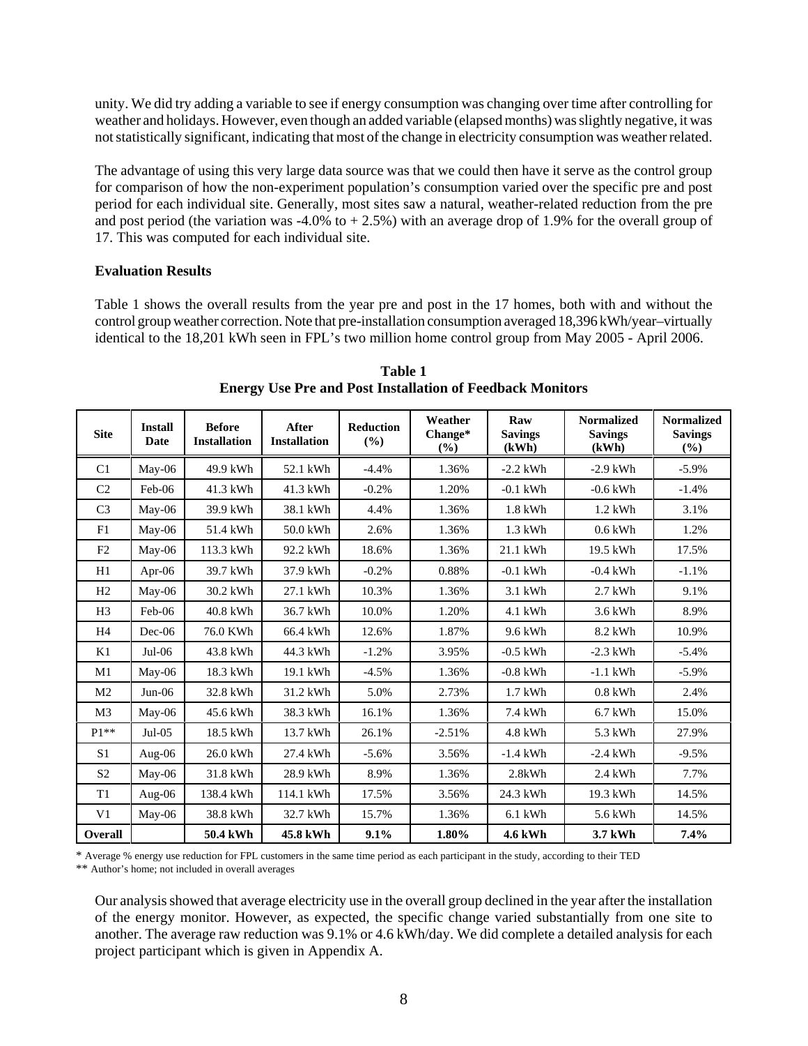unity. We did try adding a variable to see if energy consumption was changing over time after controlling for weather and holidays. However, even though an added variable (elapsed months) was slightly negative, it was not statistically significant, indicating that most of the change in electricity consumption was weather related.

The advantage of using this very large data source was that we could then have it serve as the control group for comparison of how the non-experiment population's consumption varied over the specific pre and post period for each individual site. Generally, most sites saw a natural, weather-related reduction from the pre and post period (the variation was -4.0% to + 2.5%) with an average drop of 1.9% for the overall group of 17. This was computed for each individual site.

### Evaluation Results

Table 1 shows the overall results from the year pre and post in the 17 homes, both with and without the control group weather correction. Note that pre-installation consumption averaged 18,396 kWh/year–virtually identical to the 18,201 kWh seen in FPL's two million home control group from May 2005 - April 2006.

**Table 1**
**Energy Use Pre and Post Installation of Feedback Monitors**

| Site | Install Date | Before Installation | After Installation | Reduction (%) | Weather Change* (%) | Raw Savings (kWh) | Normalized Savings (kWh) | Normalized Savings (%) |
|---|---|---|---|---|---|---|---|---|
| C1 | May-06 | 49.9 kWh | 52.1 kWh | -4.4% | 1.36% | -2.2 kWh | -2.9 kWh | -5.9% |
| C2 | Feb-06 | 41.3 kWh | 41.3 kWh | -0.2% | 1.20% | -0.1 kWh | -0.6 kWh | -1.4% |
| C3 | May-06 | 39.9 kWh | 38.1 kWh | 4.4% | 1.36% | 1.8 kWh | 1.2 kWh | 3.1% |
| F1 | May-06 | 51.4 kWh | 50.0 kWh | 2.6% | 1.36% | 1.3 kWh | 0.6 kWh | 1.2% |
| F2 | May-06 | 113.3 kWh | 92.2 kWh | 18.6% | 1.36% | 21.1 kWh | 19.5 kWh | 17.5% |
| H1 | Apr-06 | 39.7 kWh | 37.9 kWh | -0.2% | 0.88% | -0.1 kWh | -0.4 kWh | -1.1% |
| H2 | May-06 | 30.2 kWh | 27.1 kWh | 10.3% | 1.36% | 3.1 kWh | 2.7 kWh | 9.1% |
| H3 | Feb-06 | 40.8 kWh | 36.7 kWh | 10.0% | 1.20% | 4.1 kWh | 3.6 kWh | 8.9% |
| H4 | Dec-06 | 76.0 KWh | 66.4 kWh | 12.6% | 1.87% | 9.6 kWh | 8.2 kWh | 10.9% |
| K1 | Jul-06 | 43.8 kWh | 44.3 kWh | -1.2% | 3.95% | -0.5 kWh | -2.3 kWh | -5.4% |
| M1 | May-06 | 18.3 kWh | 19.1 kWh | -4.5% | 1.36% | -0.8 kWh | -1.1 kWh | -5.9% |
| M2 | Jun-06 | 32.8 kWh | 31.2 kWh | 5.0% | 2.73% | 1.7 kWh | 0.8 kWh | 2.4% |
| M3 | May-06 | 45.6 kWh | 38.3 kWh | 16.1% | 1.36% | 7.4 kWh | 6.7 kWh | 15.0% |
| P1** | Jul-05 | 18.5 kWh | 13.7 kWh | 26.1% | -2.51% | 4.8 kWh | 5.3 kWh | 27.9% |
| S1 | Aug-06 | 26.0 kWh | 27.4 kWh | -5.6% | 3.56% | -1.4 kWh | -2.4 kWh | -9.5% |
| S2 | May-06 | 31.8 kWh | 28.9 kWh | 8.9% | 1.36% | 2.8kWh | 2.4 kWh | 7.7% |
| T1 | Aug-06 | 138.4 kWh | 114.1 kWh | 17.5% | 3.56% | 24.3 kWh | 19.3 kWh | 14.5% |
| V1 | May-06 | 38.8 kWh | 32.7 kWh | 15.7% | 1.36% | 6.1 kWh | 5.6 kWh | 14.5% |
| **Overall** | | **50.4 kWh** | **45.8 kWh** | **9.1%** | **1.80%** | **4.6 kWh** | **3.7 kWh** | **7.4%** |

\* Average % energy use reduction for FPL customers in the same time period as each participant in the study, according to their TED

\*\* Author's home; not included in overall averages

Our analysis showed that average electricity use in the overall group declined in the year after the installation of the energy monitor. However, as expected, the specific change varied substantially from one site to another. The average raw reduction was 9.1% or 4.6 kWh/day. We did complete a detailed analysis for each project participant which is given in Appendix A.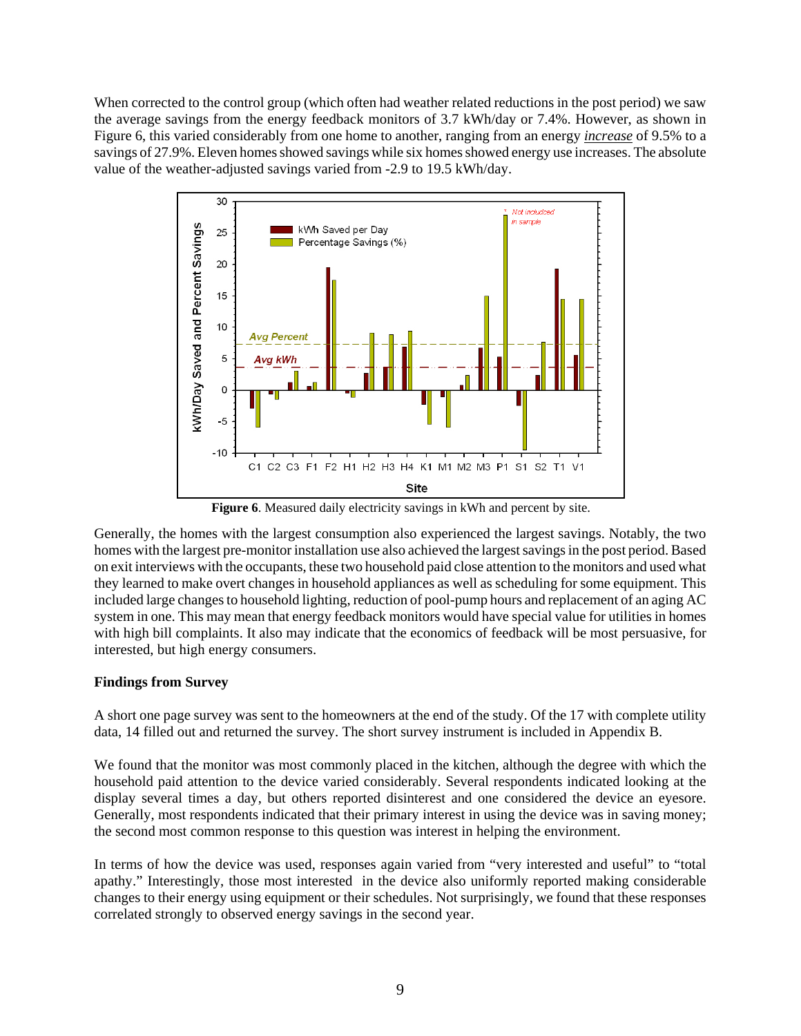When corrected to the control group (which often had weather related reductions in the post period) we saw the average savings from the energy feedback monitors of 3.7 kWh/day or 7.4%. However, as shown in Figure 6, this varied considerably from one home to another, ranging from an energy *increase* of 9.5% to a savings of 27.9%. Eleven homes showed savings while six homes showed energy use increases. The absolute value of the weather-adjusted savings varied from -2.9 to 19.5 kWh/day.

**Figure 6**. Measured daily electricity savings in kWh and percent by site.

Generally, the homes with the largest consumption also experienced the largest savings. Notably, the two homes with the largest pre-monitor installation use also achieved the largest savings in the post period. Based on exit interviews with the occupants, these two household paid close attention to the monitors and used what they learned to make overt changes in household appliances as well as scheduling for some equipment. This included large changes to household lighting, reduction of pool-pump hours and replacement of an aging AC system in one. This may mean that energy feedback monitors would have special value for utilities in homes with high bill complaints. It also may indicate that the economics of feedback will be most persuasive, for interested, but high energy consumers.

**Findings from Survey**

A short one page survey was sent to the homeowners at the end of the study. Of the 17 with complete utility data, 14 filled out and returned the survey. The short survey instrument is included in Appendix B.

We found that the monitor was most commonly placed in the kitchen, although the degree with which the household paid attention to the device varied considerably. Several respondents indicated looking at the display several times a day, but others reported disinterest and one considered the device an eyesore. Generally, most respondents indicated that their primary interest in using the device was in saving money; the second most common response to this question was interest in helping the environment.

In terms of how the device was used, responses again varied from "very interested and useful" to "total apathy." Interestingly, those most interested in the device also uniformly reported making considerable changes to their energy using equipment or their schedules. Not surprisingly, we found that these responses correlated strongly to observed energy savings in the second year.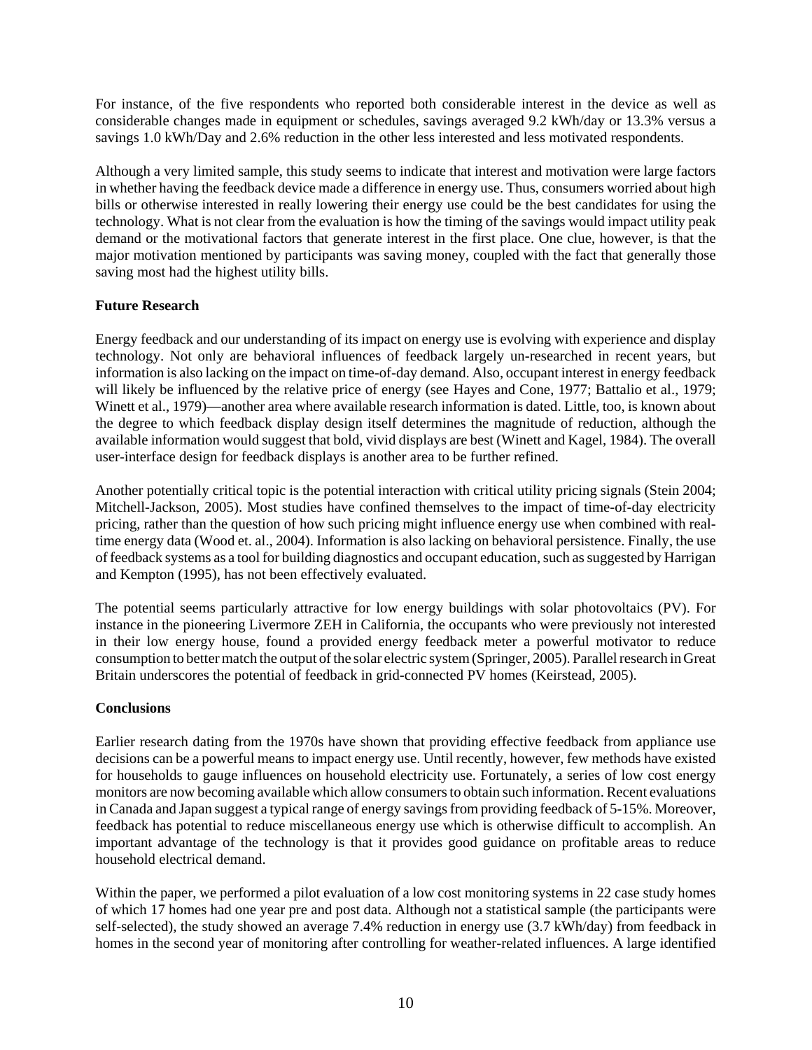For instance, of the five respondents who reported both considerable interest in the device as well as considerable changes made in equipment or schedules, savings averaged 9.2 kWh/day or 13.3% versus a savings 1.0 kWh/Day and 2.6% reduction in the other less interested and less motivated respondents.

Although a very limited sample, this study seems to indicate that interest and motivation were large factors in whether having the feedback device made a difference in energy use. Thus, consumers worried about high bills or otherwise interested in really lowering their energy use could be the best candidates for using the technology. What is not clear from the evaluation is how the timing of the savings would impact utility peak demand or the motivational factors that generate interest in the first place. One clue, however, is that the major motivation mentioned by participants was saving money, coupled with the fact that generally those saving most had the highest utility bills.

**Future Research**

Energy feedback and our understanding of its impact on energy use is evolving with experience and display technology. Not only are behavioral influences of feedback largely un-researched in recent years, but information is also lacking on the impact on time-of-day demand. Also, occupant interest in energy feedback will likely be influenced by the relative price of energy (see Hayes and Cone, 1977; Battalio et al., 1979; Winett et al., 1979)—another area where available research information is dated. Little, too, is known about the degree to which feedback display design itself determines the magnitude of reduction, although the available information would suggest that bold, vivid displays are best (Winett and Kagel, 1984). The overall user-interface design for feedback displays is another area to be further refined.

Another potentially critical topic is the potential interaction with critical utility pricing signals (Stein 2004; Mitchell-Jackson, 2005). Most studies have confined themselves to the impact of time-of-day electricity pricing, rather than the question of how such pricing might influence energy use when combined with real-time energy data (Wood et. al., 2004). Information is also lacking on behavioral persistence. Finally, the use of feedback systems as a tool for building diagnostics and occupant education, such as suggested by Harrigan and Kempton (1995), has not been effectively evaluated.

The potential seems particularly attractive for low energy buildings with solar photovoltaics (PV). For instance in the pioneering Livermore ZEH in California, the occupants who were previously not interested in their low energy house, found a provided energy feedback meter a powerful motivator to reduce consumption to better match the output of the solar electric system (Springer, 2005). Parallel research in Great Britain underscores the potential of feedback in grid-connected PV homes (Keirstead, 2005).

**Conclusions**

Earlier research dating from the 1970s have shown that providing effective feedback from appliance use decisions can be a powerful means to impact energy use. Until recently, however, few methods have existed for households to gauge influences on household electricity use. Fortunately, a series of low cost energy monitors are now becoming available which allow consumers to obtain such information. Recent evaluations in Canada and Japan suggest a typical range of energy savings from providing feedback of 5-15%. Moreover, feedback has potential to reduce miscellaneous energy use which is otherwise difficult to accomplish. An important advantage of the technology is that it provides good guidance on profitable areas to reduce household electrical demand.

Within the paper, we performed a pilot evaluation of a low cost monitoring systems in 22 case study homes of which 17 homes had one year pre and post data. Although not a statistical sample (the participants were self-selected), the study showed an average 7.4% reduction in energy use (3.7 kWh/day) from feedback in homes in the second year of monitoring after controlling for weather-related influences. A large identified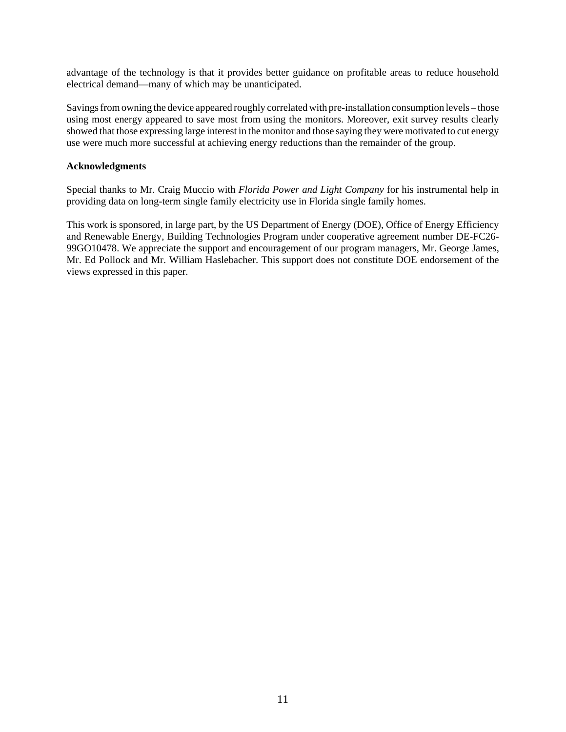advantage of the technology is that it provides better guidance on profitable areas to reduce household electrical demand—many of which may be unanticipated.

Savings from owning the device appeared roughly correlated with pre-installation consumption levels – those using most energy appeared to save most from using the monitors. Moreover, exit survey results clearly showed that those expressing large interest in the monitor and those saying they were motivated to cut energy use were much more successful at achieving energy reductions than the remainder of the group.

**Acknowledgments**

Special thanks to Mr. Craig Muccio with *Florida Power and Light Company* for his instrumental help in providing data on long-term single family electricity use in Florida single family homes.

This work is sponsored, in large part, by the US Department of Energy (DOE), Office of Energy Efficiency and Renewable Energy, Building Technologies Program under cooperative agreement number DE-FC26-99GO10478. We appreciate the support and encouragement of our program managers, Mr. George James, Mr. Ed Pollock and Mr. William Haslebacher. This support does not constitute DOE endorsement of the views expressed in this paper.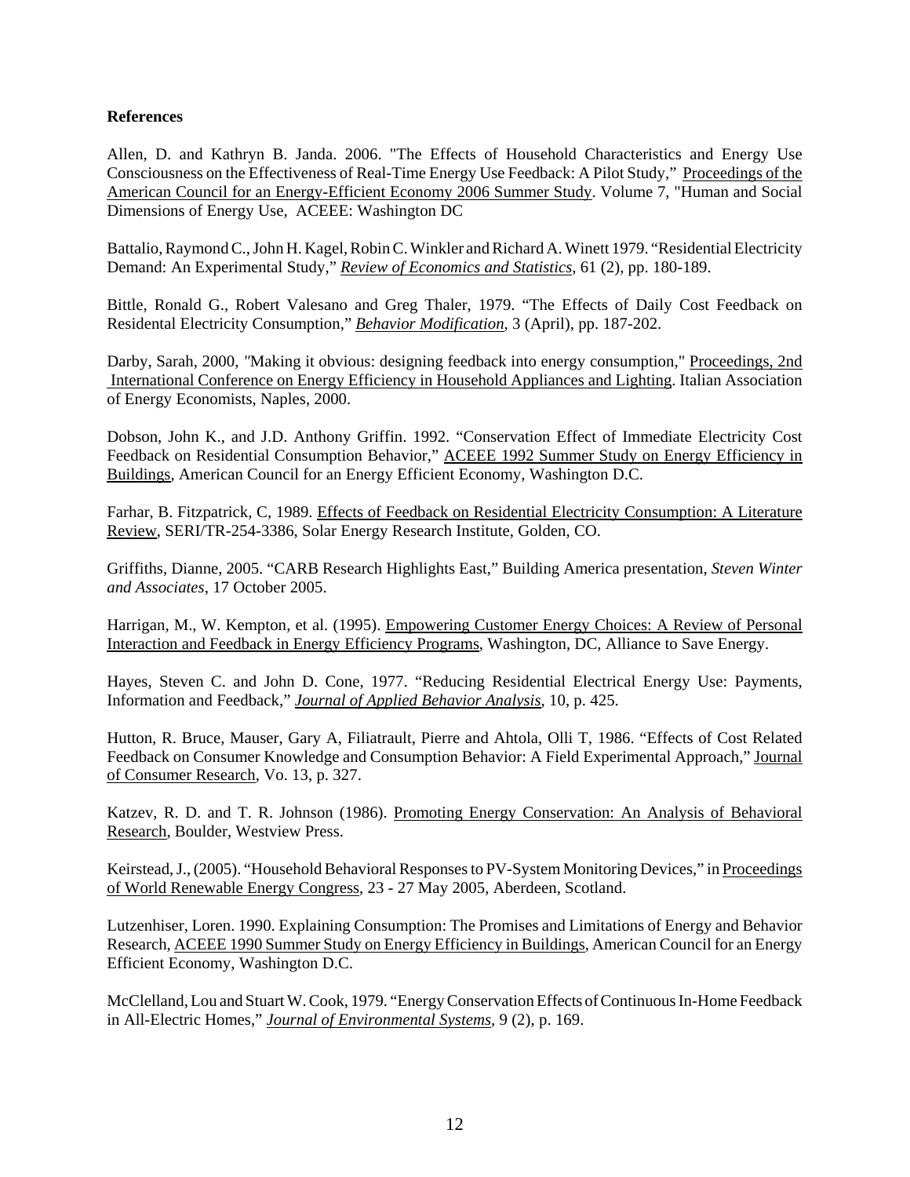**References**

Allen, D. and Kathryn B. Janda. 2006. "The Effects of Household Characteristics and Energy Use Consciousness on the Effectiveness of Real-Time Energy Use Feedback: A Pilot Study," Proceedings of the American Council for an Energy-Efficient Economy 2006 Summer Study. Volume 7, "Human and Social Dimensions of Energy Use, ACEEE: Washington DC

Battalio, Raymond C., John H. Kagel, Robin C. Winkler and Richard A. Winett 1979. "Residential Electricity Demand: An Experimental Study," *Review of Economics and Statistics*, 61 (2), pp. 180-189.

Bittle, Ronald G., Robert Valesano and Greg Thaler, 1979. "The Effects of Daily Cost Feedback on Residental Electricity Consumption," *Behavior Modification*, 3 (April), pp. 187-202.

Darby, Sarah, 2000, "Making it obvious: designing feedback into energy consumption," Proceedings, 2nd International Conference on Energy Efficiency in Household Appliances and Lighting. Italian Association of Energy Economists, Naples, 2000.

Dobson, John K., and J.D. Anthony Griffin. 1992. "Conservation Effect of Immediate Electricity Cost Feedback on Residential Consumption Behavior," ACEEE 1992 Summer Study on Energy Efficiency in Buildings, American Council for an Energy Efficient Economy, Washington D.C.

Farhar, B. Fitzpatrick, C, 1989. Effects of Feedback on Residential Electricity Consumption: A Literature Review, SERI/TR-254-3386, Solar Energy Research Institute, Golden, CO.

Griffiths, Dianne, 2005. "CARB Research Highlights East," Building America presentation, *Steven Winter and Associates*, 17 October 2005.

Harrigan, M., W. Kempton, et al. (1995). Empowering Customer Energy Choices: A Review of Personal Interaction and Feedback in Energy Efficiency Programs, Washington, DC, Alliance to Save Energy.

Hayes, Steven C. and John D. Cone, 1977. "Reducing Residential Electrical Energy Use: Payments, Information and Feedback," *Journal of Applied Behavior Analysis*, 10, p. 425.

Hutton, R. Bruce, Mauser, Gary A, Filiatrault, Pierre and Ahtola, Olli T, 1986. "Effects of Cost Related Feedback on Consumer Knowledge and Consumption Behavior: A Field Experimental Approach," Journal of Consumer Research, Vo. 13, p. 327.

Katzev, R. D. and T. R. Johnson (1986). Promoting Energy Conservation: An Analysis of Behavioral Research, Boulder, Westview Press.

Keirstead, J., (2005). "Household Behavioral Responses to PV-System Monitoring Devices," in Proceedings of World Renewable Energy Congress, 23 - 27 May 2005, Aberdeen, Scotland.

Lutzenhiser, Loren. 1990. Explaining Consumption: The Promises and Limitations of Energy and Behavior Research, ACEEE 1990 Summer Study on Energy Efficiency in Buildings, American Council for an Energy Efficient Economy, Washington D.C.

McClelland, Lou and Stuart W. Cook, 1979. "Energy Conservation Effects of Continuous In-Home Feedback in All-Electric Homes," *Journal of Environmental Systems*, 9 (2), p. 169.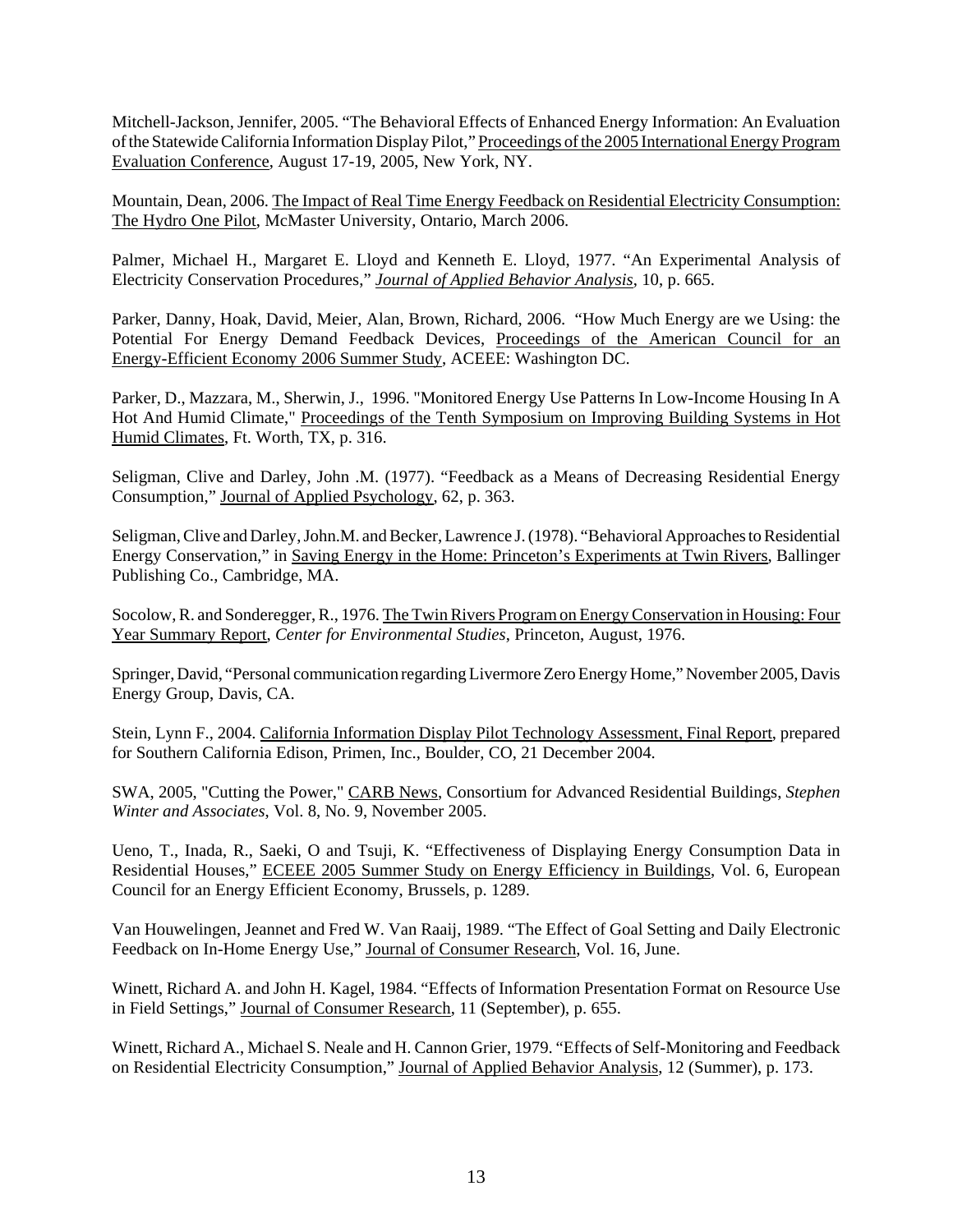Mitchell-Jackson, Jennifer, 2005. “The Behavioral Effects of Enhanced Energy Information: An Evaluation of the Statewide California Information Display Pilot,” Proceedings of the 2005 International Energy Program Evaluation Conference, August 17-19, 2005, New York, NY.

Mountain, Dean, 2006. The Impact of Real Time Energy Feedback on Residential Electricity Consumption: The Hydro One Pilot, McMaster University, Ontario, March 2006.

Palmer, Michael H., Margaret E. Lloyd and Kenneth E. Lloyd, 1977. “An Experimental Analysis of Electricity Conservation Procedures,” *Journal of Applied Behavior Analysis*, 10, p. 665.

Parker, Danny, Hoak, David, Meier, Alan, Brown, Richard, 2006. “How Much Energy are we Using: the Potential For Energy Demand Feedback Devices, Proceedings of the American Council for an Energy-Efficient Economy 2006 Summer Study, ACEEE: Washington DC.

Parker, D., Mazzara, M., Sherwin, J., 1996. "Monitored Energy Use Patterns In Low-Income Housing In A Hot And Humid Climate," Proceedings of the Tenth Symposium on Improving Building Systems in Hot Humid Climates, Ft. Worth, TX, p. 316.

Seligman, Clive and Darley, John .M. (1977). “Feedback as a Means of Decreasing Residential Energy Consumption,” Journal of Applied Psychology, 62, p. 363.

Seligman, Clive and Darley, John.M. and Becker, Lawrence J. (1978). “Behavioral Approaches to Residential Energy Conservation,” in Saving Energy in the Home: Princeton’s Experiments at Twin Rivers, Ballinger Publishing Co., Cambridge, MA.

Socolow, R. and Sonderegger, R., 1976. The Twin Rivers Program on Energy Conservation in Housing: Four Year Summary Report, *Center for Environmental Studies*, Princeton, August, 1976.

Springer, David, “Personal communication regarding Livermore Zero Energy Home,” November 2005, Davis Energy Group, Davis, CA.

Stein, Lynn F., 2004. California Information Display Pilot Technology Assessment, Final Report, prepared for Southern California Edison, Primen, Inc., Boulder, CO, 21 December 2004.

SWA, 2005, "Cutting the Power," CARB News, Consortium for Advanced Residential Buildings, *Stephen Winter and Associates*, Vol. 8, No. 9, November 2005.

Ueno, T., Inada, R., Saeki, O and Tsuji, K. “Effectiveness of Displaying Energy Consumption Data in Residential Houses,” ECEEE 2005 Summer Study on Energy Efficiency in Buildings, Vol. 6, European Council for an Energy Efficient Economy, Brussels, p. 1289.

Van Houwelingen, Jeannet and Fred W. Van Raaij, 1989. “The Effect of Goal Setting and Daily Electronic Feedback on In-Home Energy Use,” Journal of Consumer Research, Vol. 16, June.

Winett, Richard A. and John H. Kagel, 1984. “Effects of Information Presentation Format on Resource Use in Field Settings,” Journal of Consumer Research, 11 (September), p. 655.

Winett, Richard A., Michael S. Neale and H. Cannon Grier, 1979. “Effects of Self-Monitoring and Feedback on Residential Electricity Consumption,” Journal of Applied Behavior Analysis, 12 (Summer), p. 173.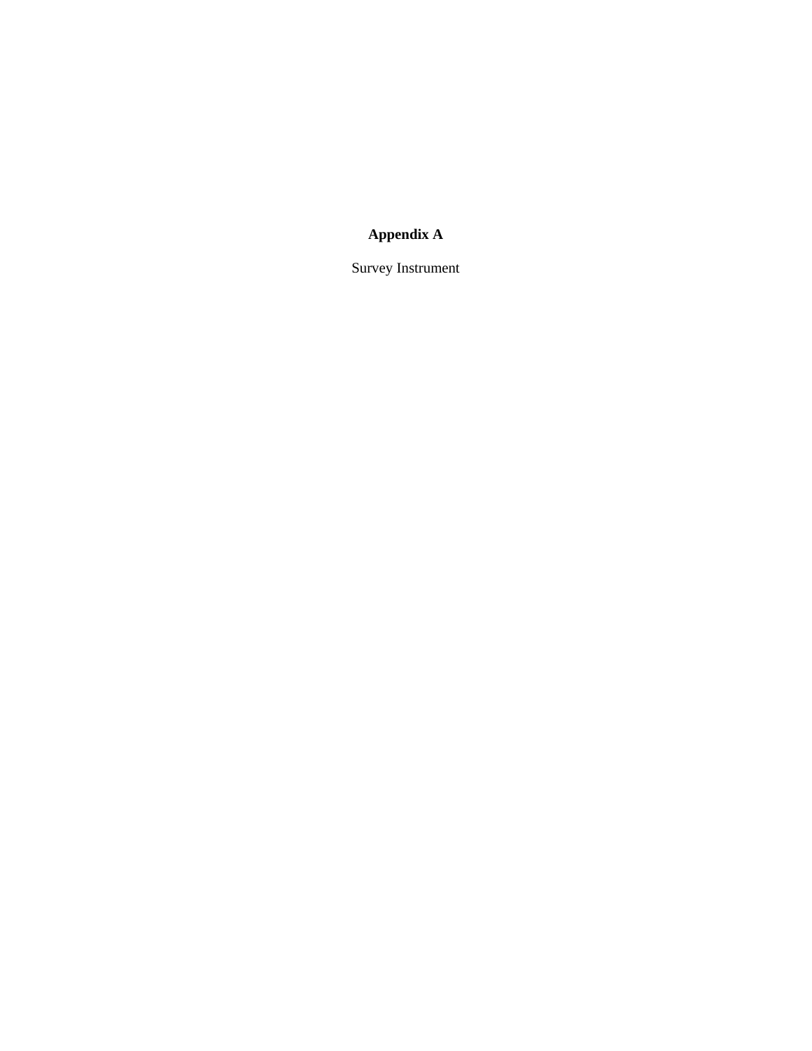# Appendix A

Survey Instrument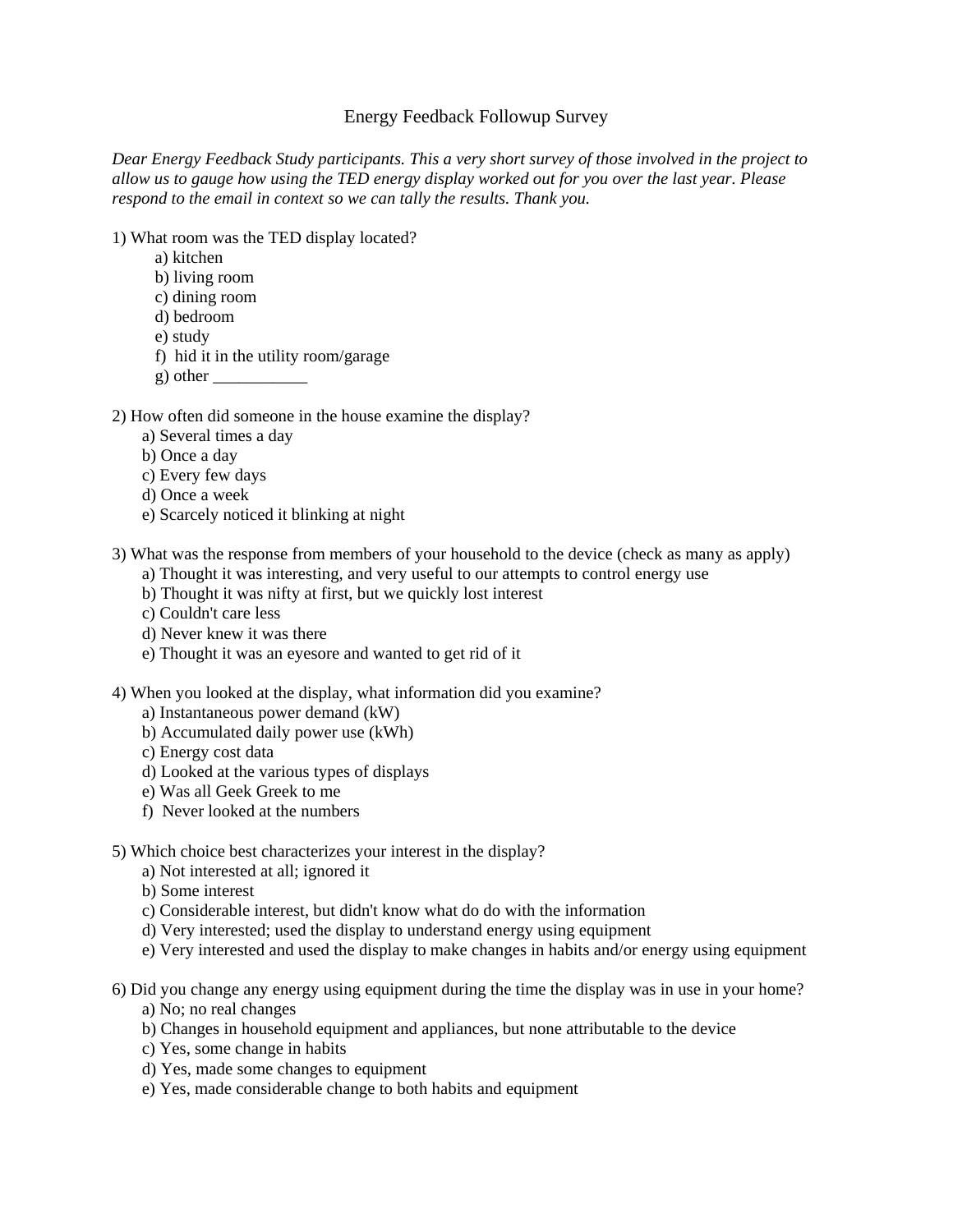# Energy Feedback Followup Survey

*Dear Energy Feedback Study participants. This a very short survey of those involved in the project to allow us to gauge how using the TED energy display worked out for you over the last year. Please respond to the email in context so we can tally the results. Thank you.*

1) What room was the TED display located?

- a) kitchen
- b) living room
- c) dining room
- d) bedroom
- e) study
- f) hid it in the utility room/garage
- g) other ___________

2) How often did someone in the house examine the display?

- a) Several times a day
- b) Once a day
- c) Every few days
- d) Once a week
- e) Scarcely noticed it blinking at night

3) What was the response from members of your household to the device (check as many as apply)

- a) Thought it was interesting, and very useful to our attempts to control energy use
- b) Thought it was nifty at first, but we quickly lost interest
- c) Couldn't care less
- d) Never knew it was there
- e) Thought it was an eyesore and wanted to get rid of it

4) When you looked at the display, what information did you examine?

- a) Instantaneous power demand (kW)
- b) Accumulated daily power use (kWh)
- c) Energy cost data
- d) Looked at the various types of displays
- e) Was all Geek Greek to me
- f) Never looked at the numbers

5) Which choice best characterizes your interest in the display?

- a) Not interested at all; ignored it
- b) Some interest
- c) Considerable interest, but didn't know what do do with the information
- d) Very interested; used the display to understand energy using equipment
- e) Very interested and used the display to make changes in habits and/or energy using equipment

6) Did you change any energy using equipment during the time the display was in use in your home?

- a) No; no real changes
- b) Changes in household equipment and appliances, but none attributable to the device
- c) Yes, some change in habits
- d) Yes, made some changes to equipment
- e) Yes, made considerable change to both habits and equipment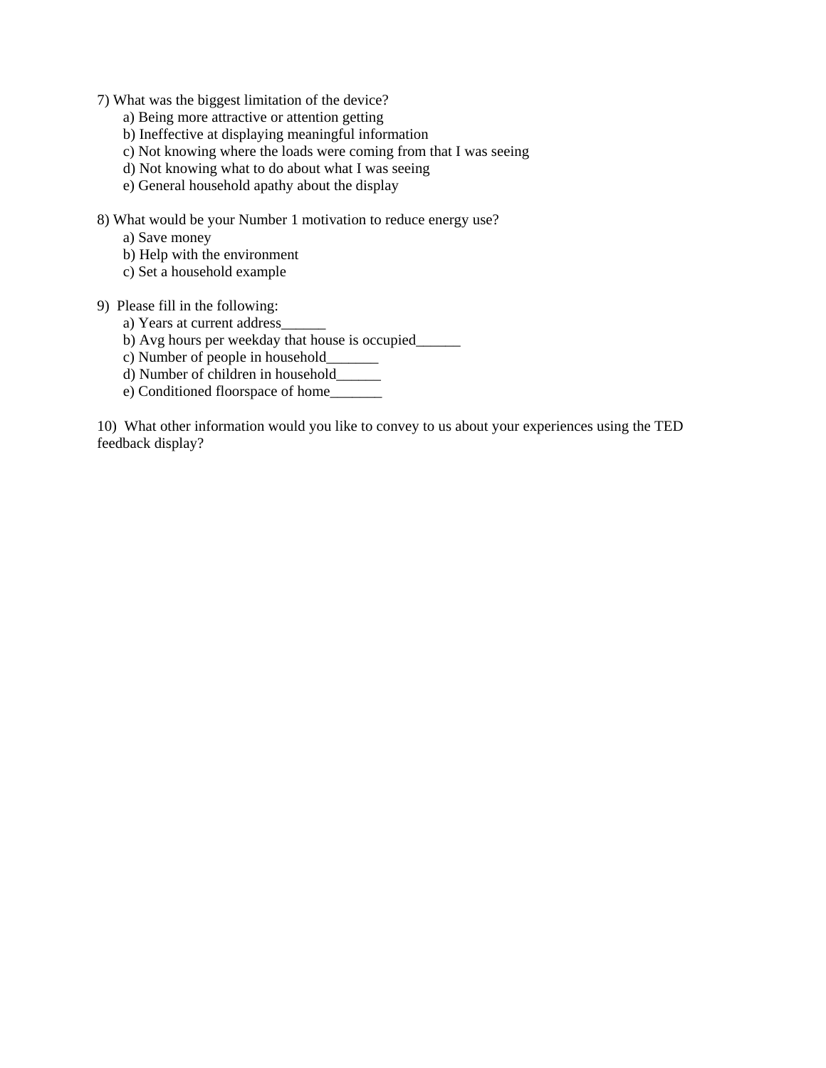7) What was the biggest limitation of the device?

a) Being more attractive or attention getting
b) Ineffective at displaying meaningful information
c) Not knowing where the loads were coming from that I was seeing
d) Not knowing what to do about what I was seeing
e) General household apathy about the display

8) What would be your Number 1 motivation to reduce energy use?

a) Save money
b) Help with the environment
c) Set a household example

9) Please fill in the following:

a) Years at current address______
b) Avg hours per weekday that house is occupied______
c) Number of people in household_______
d) Number of children in household______
e) Conditioned floorspace of home_______

10) What other information would you like to convey to us about your experiences using the TED feedback display?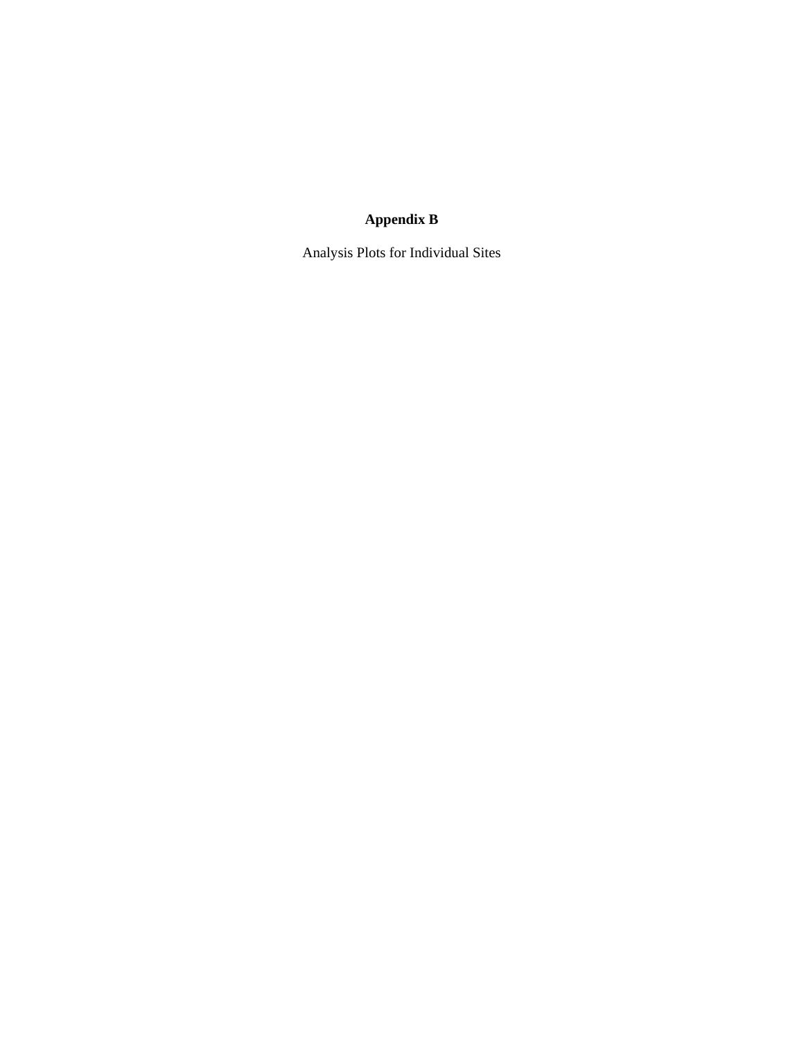# Appendix B

Analysis Plots for Individual Sites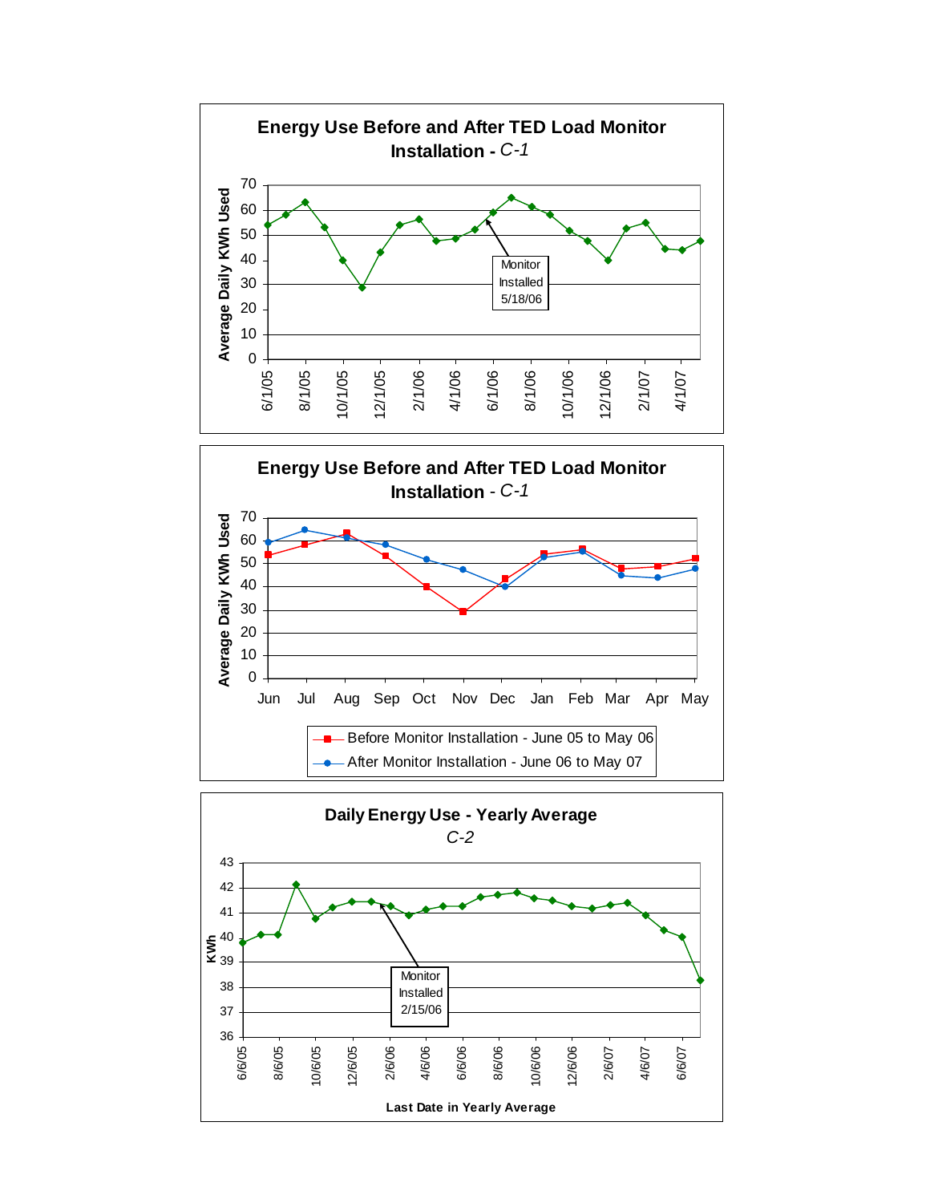**Energy Use Before and After TED Load Monitor Installation** - *C-1*

Average Daily KWh Used

Monitor Installed 5/18/06

6/1/05, 8/1/05, 10/1/05, 12/1/05, 2/1/06, 4/1/06, 6/1/06, 8/1/06, 10/1/06, 12/1/06, 2/1/07, 4/1/07

**Energy Use Before and After TED Load Monitor Installation** - *C-1*

Average Daily KWh Used

Jun, Jul, Aug, Sep, Oct, Nov, Dec, Jan, Feb, Mar, Apr, May

Before Monitor Installation - June 05 to May 06

After Monitor Installation - June 06 to May 07

**Daily Energy Use - Yearly Average**

*C-2*

KWh

Monitor Installed 2/15/06

6/6/05, 8/6/05, 10/6/05, 12/6/05, 2/6/06, 4/6/06, 6/6/06, 8/6/06, 10/6/06, 12/6/06, 2/6/07, 4/6/07, 6/6/07

**Last Date in Yearly Average**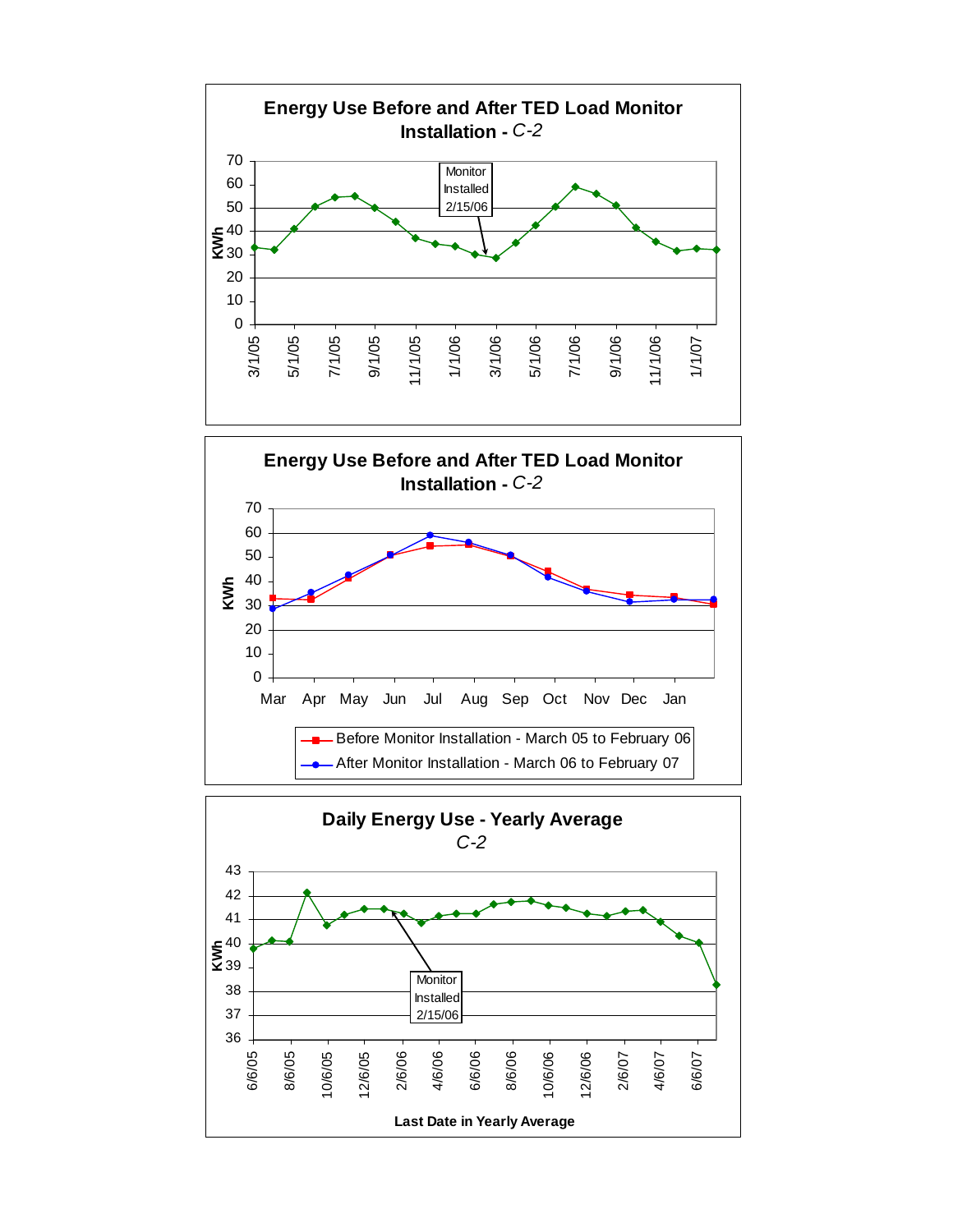**Energy Use Before and After TED Load Monitor Installation -** *C-2*

KWh: 0, 10, 20, 30, 40, 50, 60, 70

Monitor Installed 2/15/06

3/1/05, 5/1/05, 7/1/05, 9/1/05, 11/1/05, 1/1/06, 3/1/06, 5/1/06, 7/1/06, 9/1/06, 11/1/06, 1/1/07

**Energy Use Before and After TED Load Monitor Installation -** *C-2*

KWh: 0, 10, 20, 30, 40, 50, 60, 70

Mar, Apr, May, Jun, Jul, Aug, Sep, Oct, Nov, Dec, Jan

- Before Monitor Installation - March 05 to February 06
- After Monitor Installation - March 06 to February 07

**Daily Energy Use - Yearly Average**

*C-2*

KWh: 36, 37, 38, 39, 40, 41, 42, 43

Monitor Installed 2/15/06

6/6/05, 8/6/05, 10/6/05, 12/6/05, 2/6/06, 4/6/06, 6/6/06, 8/6/06, 10/6/06, 12/6/06, 2/6/07, 4/6/07, 6/6/07

**Last Date in Yearly Average**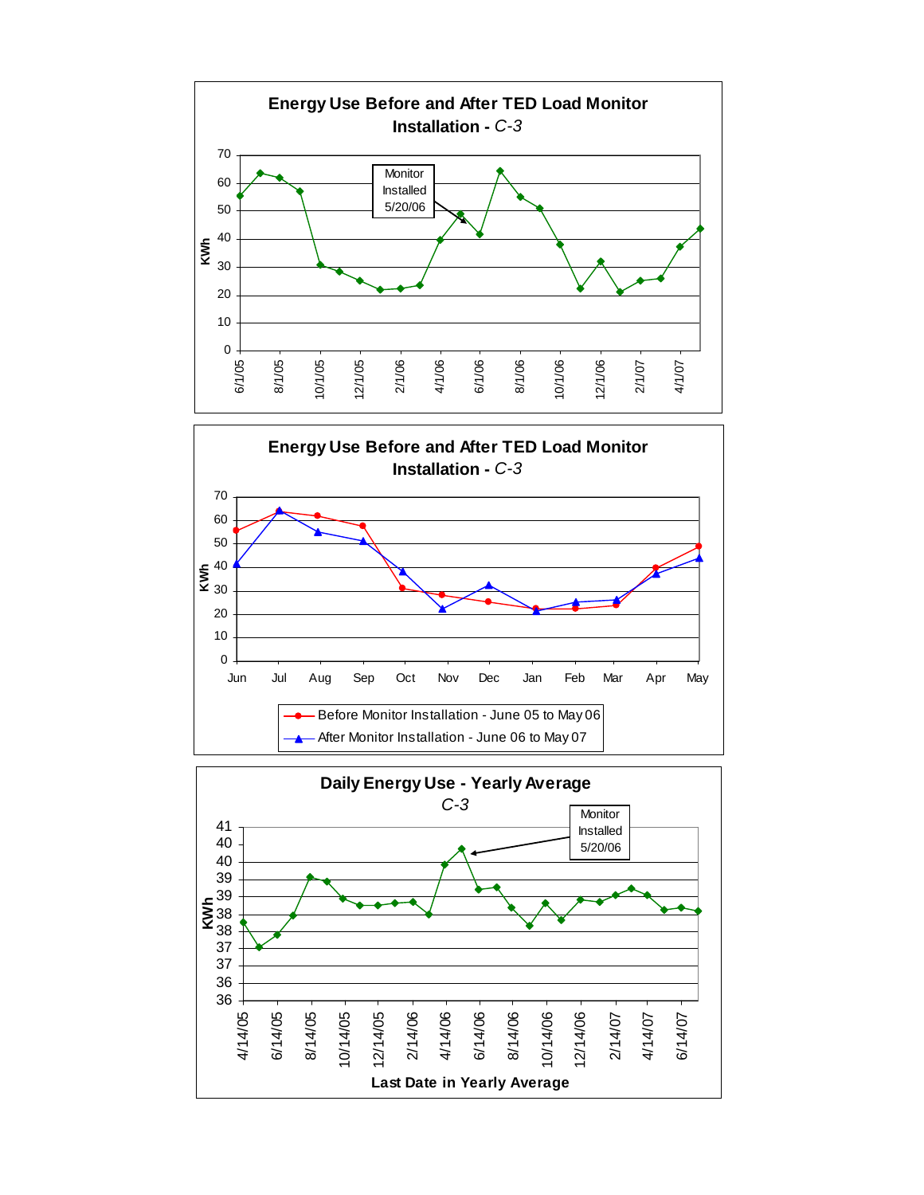**Energy Use Before and After TED Load Monitor Installation** - *C-3*

Monitor Installed 5/20/06

KWh

**Energy Use Before and After TED Load Monitor Installation** - *C-3*

Before Monitor Installation - June 05 to May 06

After Monitor Installation - June 06 to May 07

**Daily Energy Use - Yearly Average**

*C-3*

Monitor Installed 5/20/06

KWh

**Last Date in Yearly Average**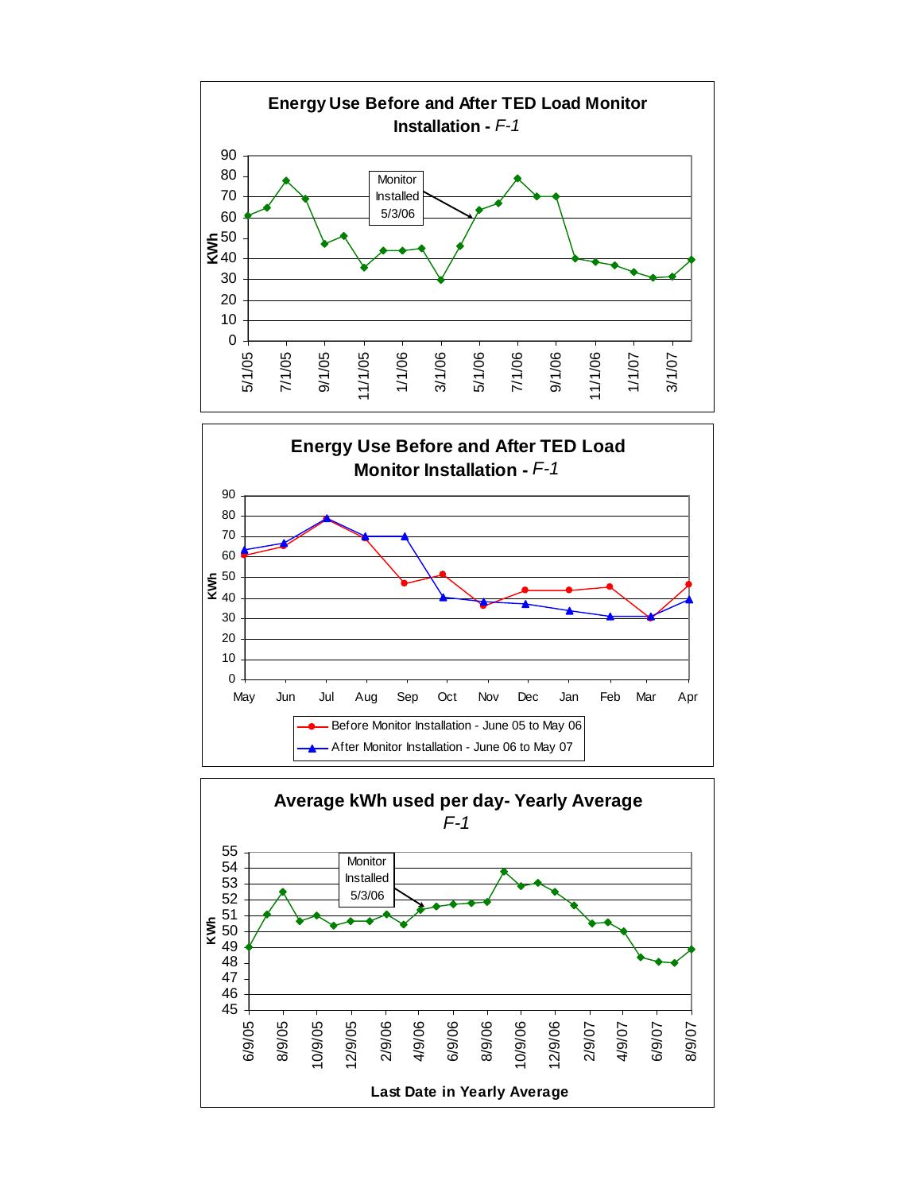## Energy Use Before and After TED Load Monitor Installation - *F-1*

KWh

Monitor Installed 5/3/06

5/1/05, 7/1/05, 9/1/05, 11/1/05, 1/1/06, 3/1/06, 5/1/06, 7/1/06, 9/1/06, 11/1/06, 1/1/07, 3/1/07

## Energy Use Before and After TED Load Monitor Installation - *F-1*

KWh

May, Jun, Jul, Aug, Sep, Oct, Nov, Dec, Jan, Feb, Mar, Apr

- Before Monitor Installation - June 05 to May 06
- After Monitor Installation - June 06 to May 07

## Average kWh used per day- Yearly Average *F-1*

KWh

Monitor Installed 5/3/06

6/9/05, 8/9/05, 10/9/05, 12/9/05, 2/9/06, 4/9/06, 6/9/06, 8/9/06, 10/9/06, 12/9/06, 2/9/07, 4/9/07, 6/9/07, 8/9/07

Last Date in Yearly Average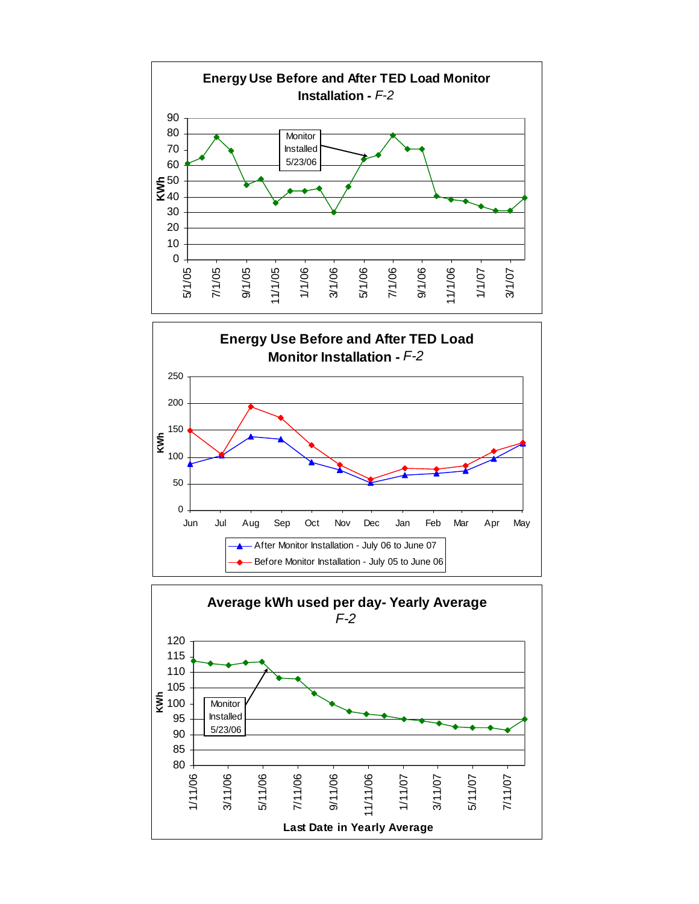**Energy Use Before and After TED Load Monitor Installation -** *F-2*

KWh: 0, 10, 20, 30, 40, 50, 60, 70, 80, 90

Monitor Installed 5/23/06

5/1/05, 7/1/05, 9/1/05, 11/1/05, 1/1/06, 3/1/06, 5/1/06, 7/1/06, 9/1/06, 11/1/06, 1/1/07, 3/1/07

**Energy Use Before and After TED Load Monitor Installation -** *F-2*

KWh: 0, 50, 100, 150, 200, 250

Jun, Jul, Aug, Sep, Oct, Nov, Dec, Jan, Feb, Mar, Apr, May

- After Monitor Installation - July 06 to June 07
- Before Monitor Installation - July 05 to June 06

**Average kWh used per day- Yearly Average**
*F-2*

KWh: 80, 85, 90, 95, 100, 105, 110, 115, 120

Monitor Installed 5/23/06

1/11/06, 3/11/06, 5/11/06, 7/11/06, 9/11/06, 11/11/06, 1/11/07, 3/11/07, 5/11/07, 7/11/07

**Last Date in Yearly Average**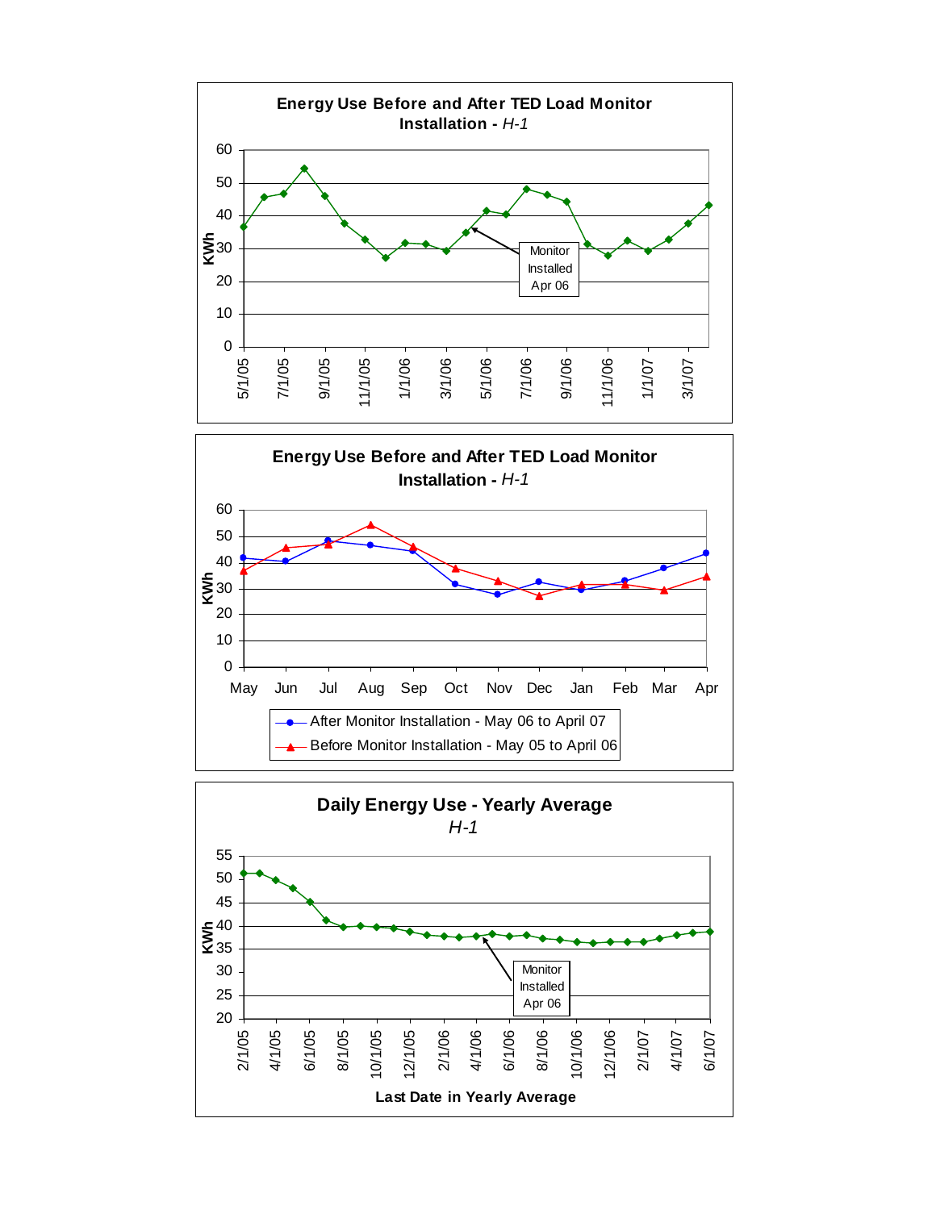**Energy Use Before and After TED Load Monitor Installation - *H-1***

KWh

60
50
40
30
20
10
0

5/1/05 7/1/05 9/1/05 11/1/05 1/1/06 3/1/06 5/1/06 7/1/06 9/1/06 11/1/06 1/1/07 3/1/07

Monitor Installed Apr 06

**Energy Use Before and After TED Load Monitor Installation - *H-1***

KWh

60
50
40
30
20
10
0

May Jun Jul Aug Sep Oct Nov Dec Jan Feb Mar Apr

After Monitor Installation - May 06 to April 07

Before Monitor Installation - May 05 to April 06

**Daily Energy Use - Yearly Average**

***H-1***

KWh

55
50
45
40
35
30
25
20

2/1/05 4/1/05 6/1/05 8/1/05 10/1/05 12/1/05 2/1/06 4/1/06 6/1/06 8/1/06 10/1/06 12/1/06 2/1/07 4/1/07 6/1/07

Monitor Installed Apr 06

**Last Date in Yearly Average**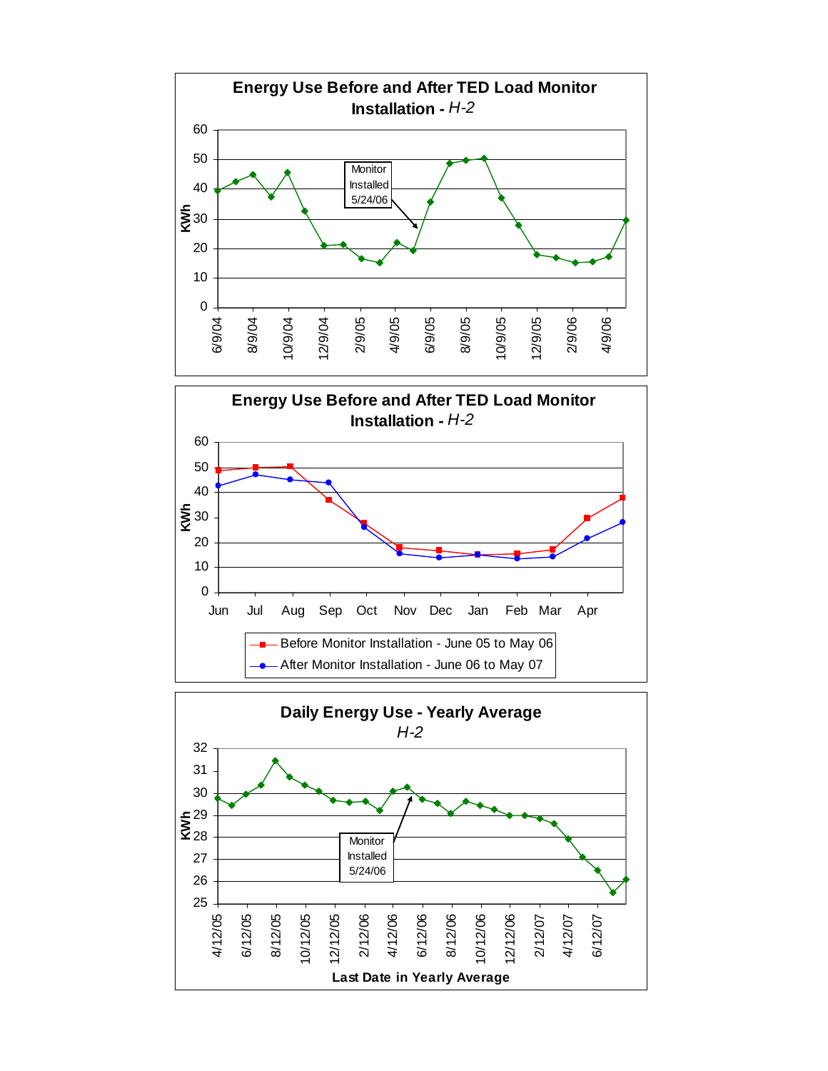**Energy Use Before and After TED Load Monitor Installation - *H-2***

KWh

Monitor Installed 5/24/06

6/9/04, 8/9/04, 10/9/04, 12/9/04, 2/9/05, 4/9/05, 6/9/05, 8/9/05, 10/9/05, 12/9/05, 2/9/06, 4/9/06

**Energy Use Before and After TED Load Monitor Installation - *H-2***

KWh

Jun, Jul, Aug, Sep, Oct, Nov, Dec, Jan, Feb, Mar, Apr

- Before Monitor Installation - June 05 to May 06
- After Monitor Installation - June 06 to May 07

**Daily Energy Use - Yearly Average**

*H-2*

KWh

Monitor Installed 5/24/06

4/12/05, 6/12/05, 8/12/05, 10/12/05, 12/12/05, 2/12/06, 4/12/06, 6/12/06, 8/12/06, 10/12/06, 12/12/06, 2/12/07, 4/12/07, 6/12/07

**Last Date in Yearly Average**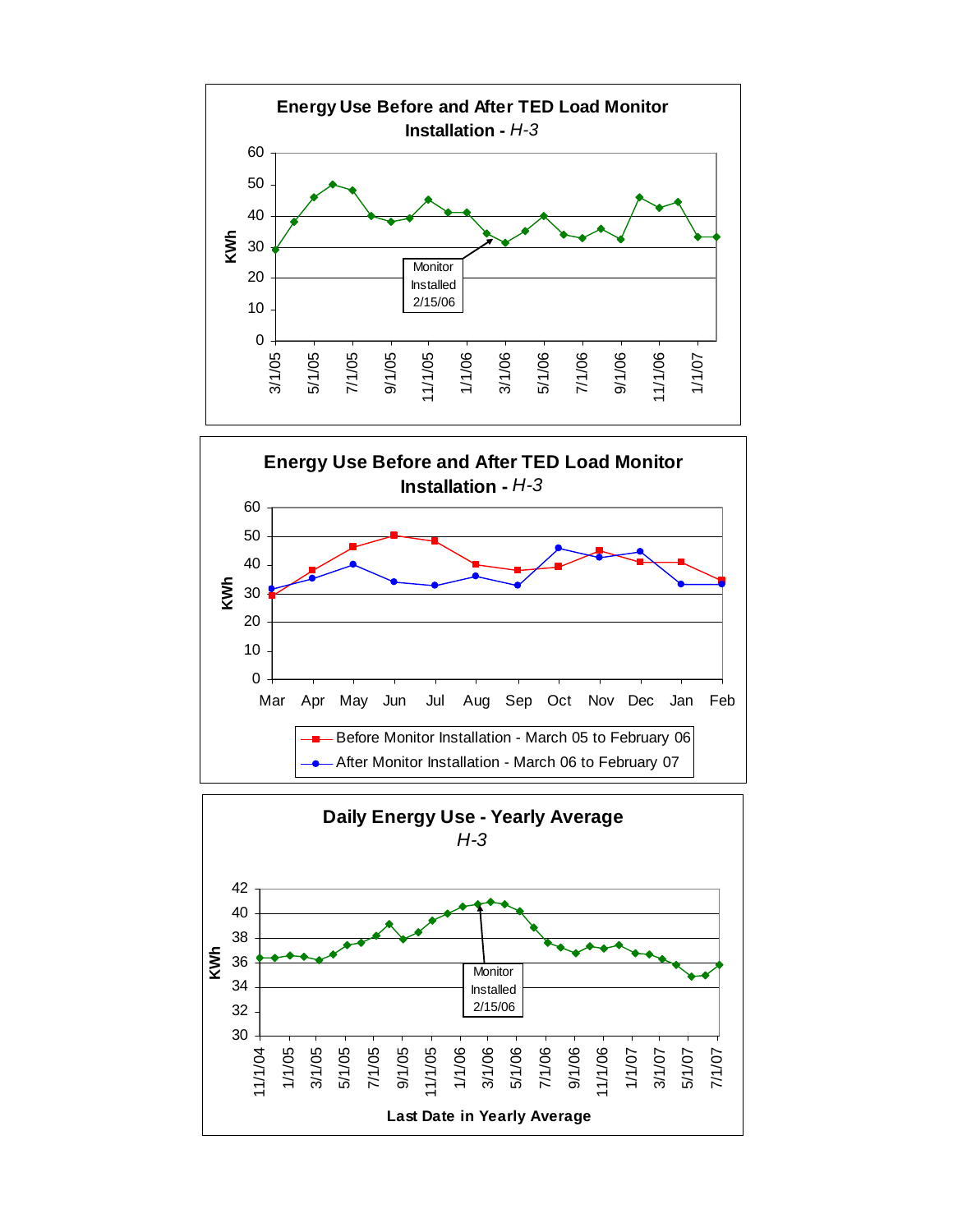**Energy Use Before and After TED Load Monitor Installation** - *H-3*

KWh

Monitor Installed 2/15/06

3/1/05, 5/1/05, 7/1/05, 9/1/05, 11/1/05, 1/1/06, 3/1/06, 5/1/06, 7/1/06, 9/1/06, 11/1/06, 1/1/07

**Energy Use Before and After TED Load Monitor Installation** - *H-3*

KWh

Mar, Apr, May, Jun, Jul, Aug, Sep, Oct, Nov, Dec, Jan, Feb

Before Monitor Installation - March 05 to February 06

After Monitor Installation - March 06 to February 07

**Daily Energy Use - Yearly Average**

*H-3*

KWh

Monitor Installed 2/15/06

11/1/04, 1/1/05, 3/1/05, 5/1/05, 7/1/05, 9/1/05, 11/1/05, 1/1/06, 3/1/06, 5/1/06, 7/1/06, 9/1/06, 11/1/06, 1/1/07, 3/1/07, 5/1/07, 7/1/07

**Last Date in Yearly Average**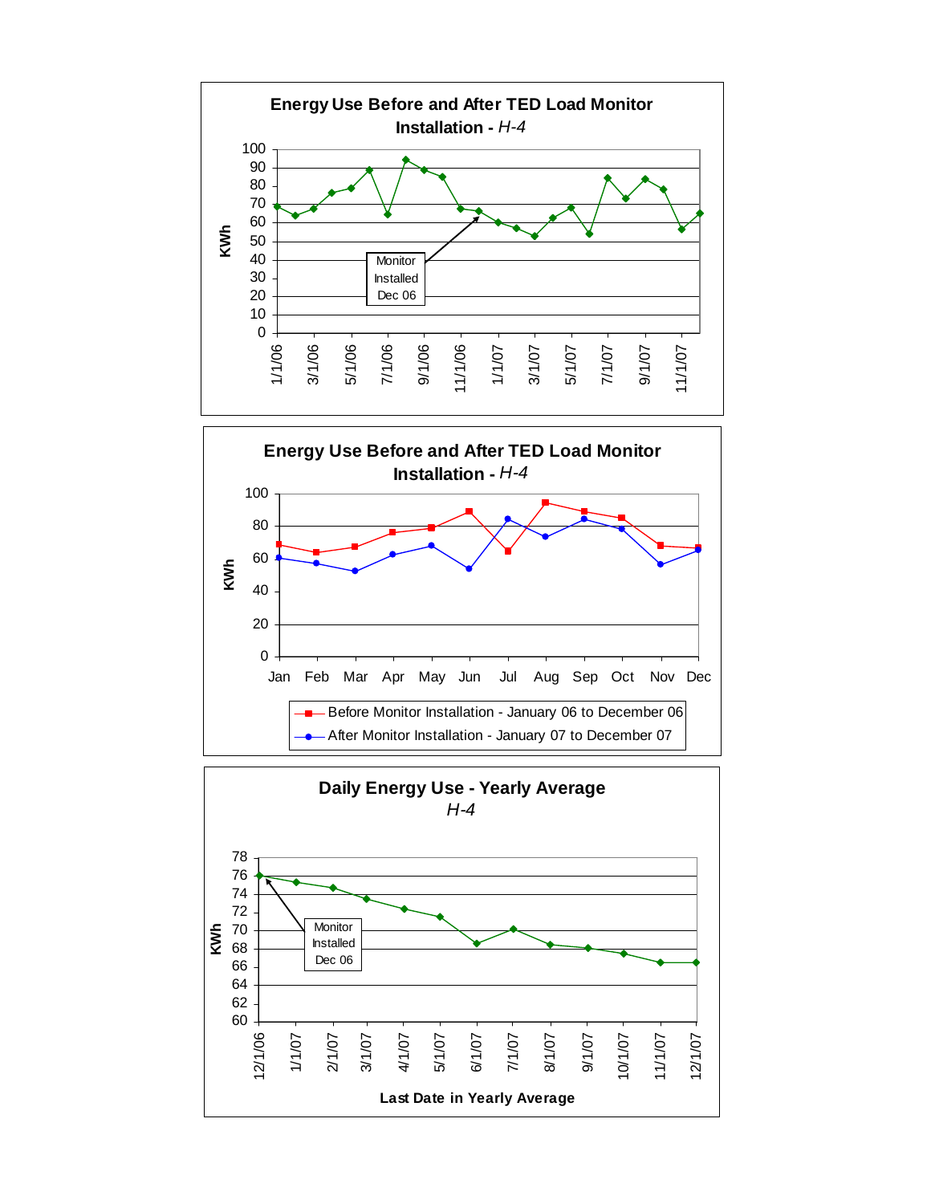**Energy Use Before and After TED Load Monitor Installation -** *H-4*

KWh

Monitor Installed Dec 06

1/1/06 3/1/06 5/1/06 7/1/06 9/1/06 11/1/06 1/1/07 3/1/07 5/1/07 7/1/07 9/1/07 11/1/07

**Energy Use Before and After TED Load Monitor Installation -** *H-4*

KWh

Jan Feb Mar Apr May Jun Jul Aug Sep Oct Nov Dec

Before Monitor Installation - January 06 to December 06

After Monitor Installation - January 07 to December 07

**Daily Energy Use - Yearly Average**

*H-4*

KWh

Monitor Installed Dec 06

12/1/06 1/1/07 2/1/07 3/1/07 4/1/07 5/1/07 6/1/07 7/1/07 8/1/07 9/1/07 10/1/07 11/1/07 12/1/07

**Last Date in Yearly Average**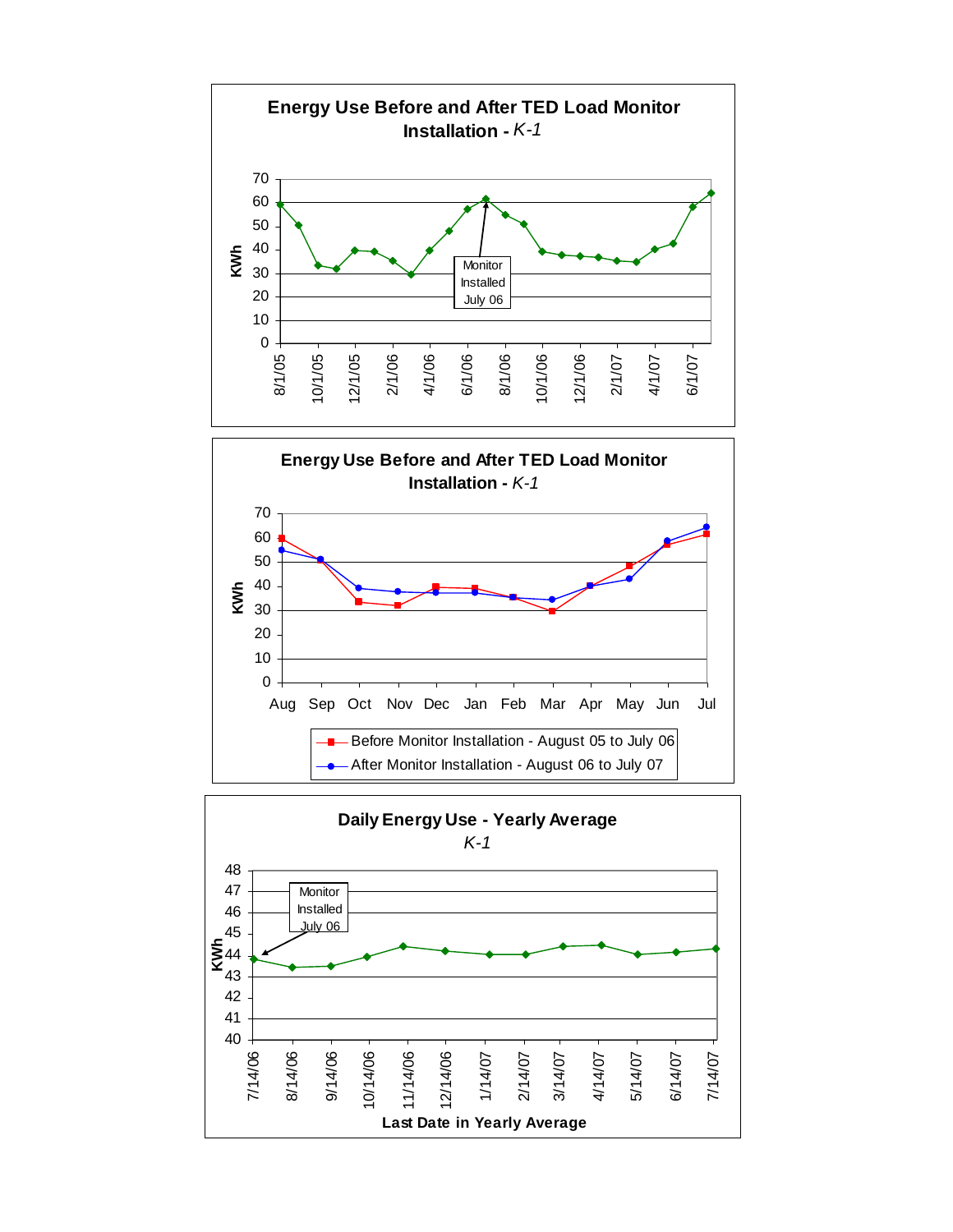**Energy Use Before and After TED Load Monitor Installation - *K-1***

KWh

Monitor Installed July 06

8/1/05, 10/1/05, 12/1/05, 2/1/06, 4/1/06, 6/1/06, 8/1/06, 10/1/06, 12/1/06, 2/1/07, 4/1/07, 6/1/07

**Energy Use Before and After TED Load Monitor Installation - *K-1***

KWh

Aug, Sep, Oct, Nov, Dec, Jan, Feb, Mar, Apr, May, Jun, Jul

Before Monitor Installation - August 05 to July 06

After Monitor Installation - August 06 to July 07

**Daily Energy Use - Yearly Average**

*K-1*

KWh

Monitor Installed July 06

7/14/06, 8/14/06, 9/14/06, 10/14/06, 11/14/06, 12/14/06, 1/14/07, 2/14/07, 3/14/07, 4/14/07, 5/14/07, 6/14/07, 7/14/07

**Last Date in Yearly Average**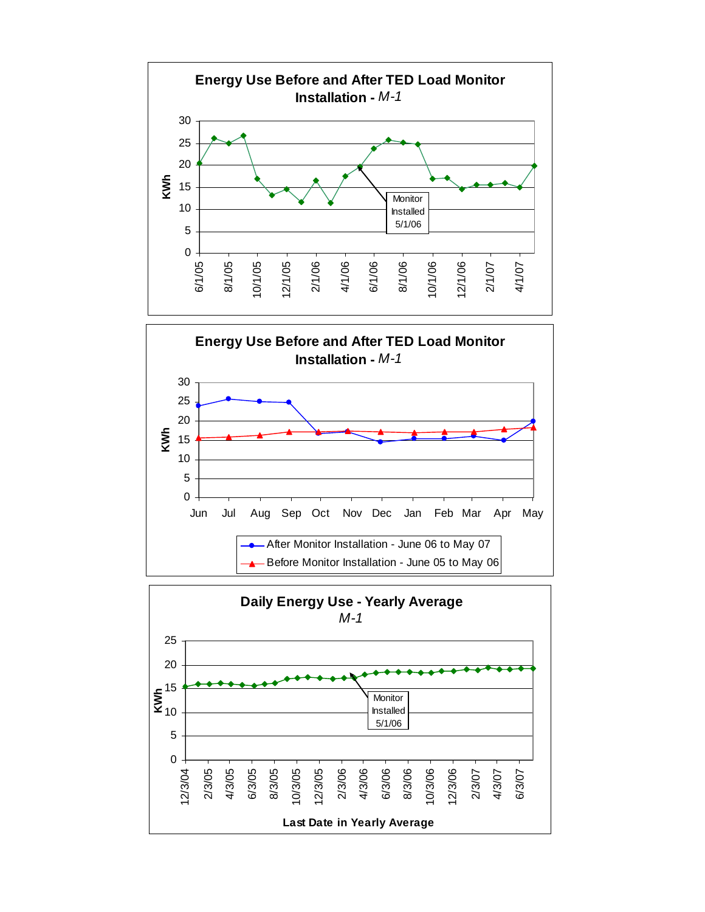**Energy Use Before and After TED Load Monitor Installation - *M-1***

KWh (0–30); x-axis: 6/1/05, 8/1/05, 10/1/05, 12/1/05, 2/1/06, 4/1/06, 6/1/06, 8/1/06, 10/1/06, 12/1/06, 2/1/07, 4/1/07

Monitor Installed 5/1/06

**Energy Use Before and After TED Load Monitor Installation - *M-1***

KWh (0–30); x-axis: Jun, Jul, Aug, Sep, Oct, Nov, Dec, Jan, Feb, Mar, Apr, May

- After Monitor Installation - June 06 to May 07
- Before Monitor Installation - June 05 to May 06

**Daily Energy Use - Yearly Average**

***M-1***

KWh (0–25); x-axis: 12/3/04, 2/3/05, 4/3/05, 6/3/05, 8/3/05, 10/3/05, 12/3/05, 2/3/06, 4/3/06, 6/3/06, 8/3/06, 10/3/06, 12/3/06, 2/3/07, 4/3/07, 6/3/07

Monitor Installed 5/1/06

**Last Date in Yearly Average**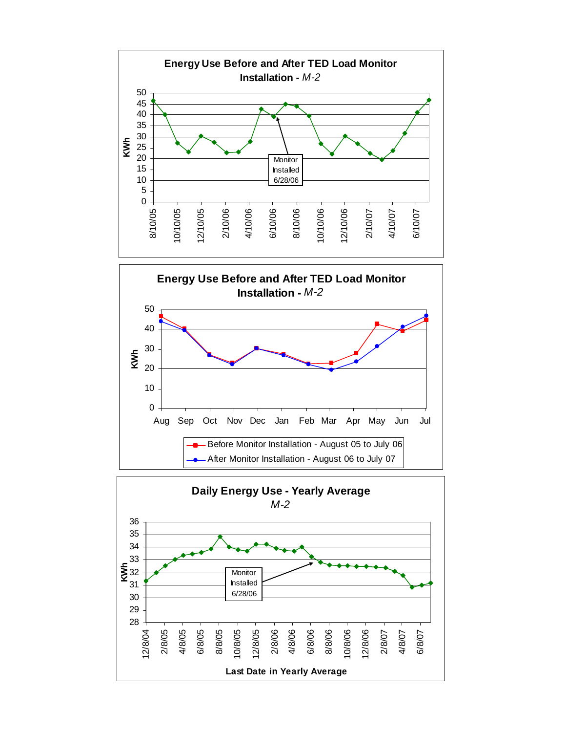**Energy Use Before and After TED Load Monitor Installation -** *M-2*

KWh

Monitor Installed 6/28/06

8/10/05 10/10/05 12/10/05 2/10/06 4/10/06 6/10/06 8/10/06 10/10/06 12/10/06 2/10/07 4/10/07 6/10/07

**Energy Use Before and After TED Load Monitor Installation -** *M-2*

KWh

Aug Sep Oct Nov Dec Jan Feb Mar Apr May Jun Jul

Before Monitor Installation - August 05 to July 06

After Monitor Installation - August 06 to July 07

**Daily Energy Use - Yearly Average**

*M-2*

KWh

Monitor Installed 6/28/06

12/8/04 2/8/05 4/8/05 6/8/05 8/8/05 10/8/05 12/8/05 2/8/06 4/8/06 6/8/06 8/8/06 10/8/06 12/8/06 2/8/07 4/8/07 6/8/07

**Last Date in Yearly Average**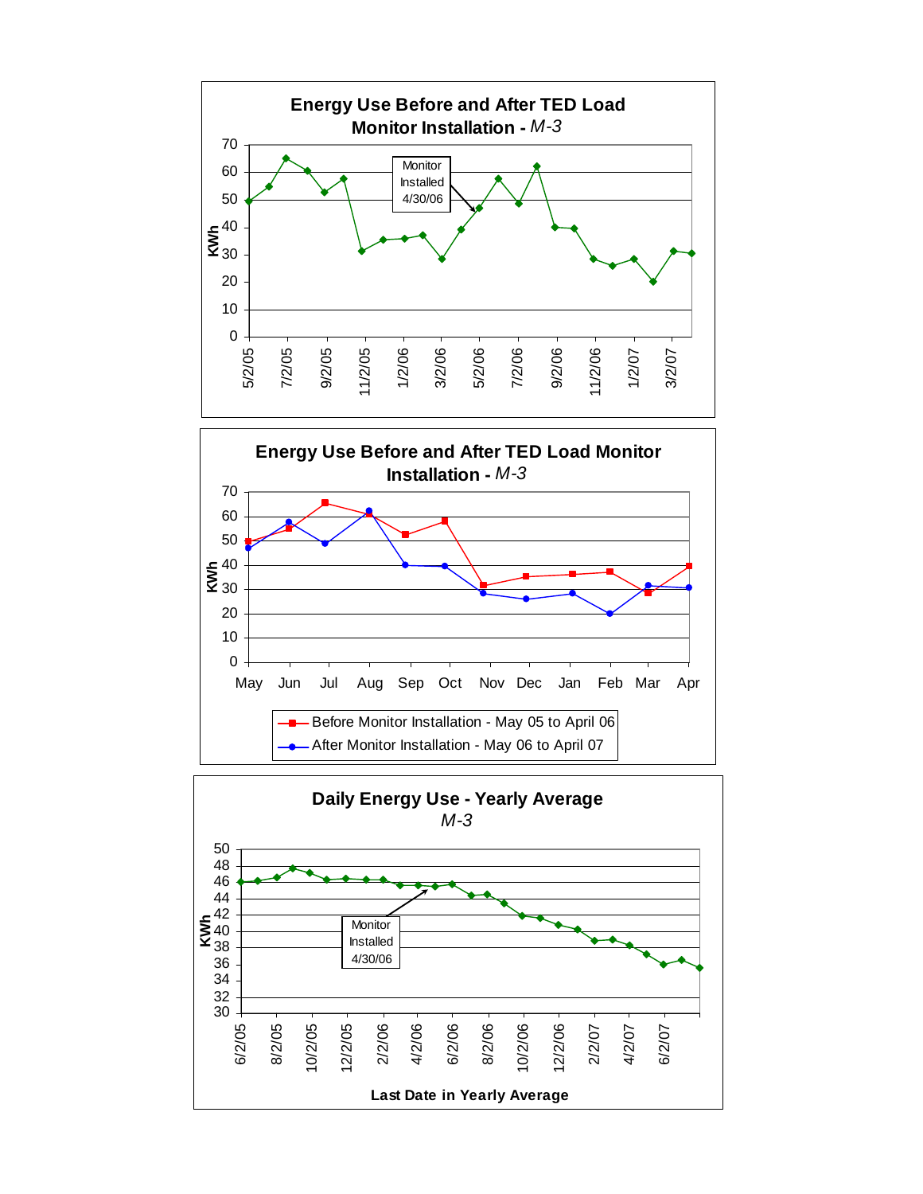## Energy Use Before and After TED Load Monitor Installation - *M-3*

KWh

Monitor Installed 4/30/06

5/2/05 7/2/05 9/2/05 11/2/05 1/2/06 3/2/06 5/2/06 7/2/06 9/2/06 11/2/06 1/2/07 3/2/07

## Energy Use Before and After TED Load Monitor Installation - *M-3*

KWh

May Jun Jul Aug Sep Oct Nov Dec Jan Feb Mar Apr

Before Monitor Installation - May 05 to April 06

After Monitor Installation - May 06 to April 07

## Daily Energy Use - Yearly Average

*M-3*

KWh

Monitor Installed 4/30/06

6/2/05 8/2/05 10/2/05 12/2/05 2/2/06 4/2/06 6/2/06 8/2/06 10/2/06 12/2/06 2/2/07 4/2/07 6/2/07

Last Date in Yearly Average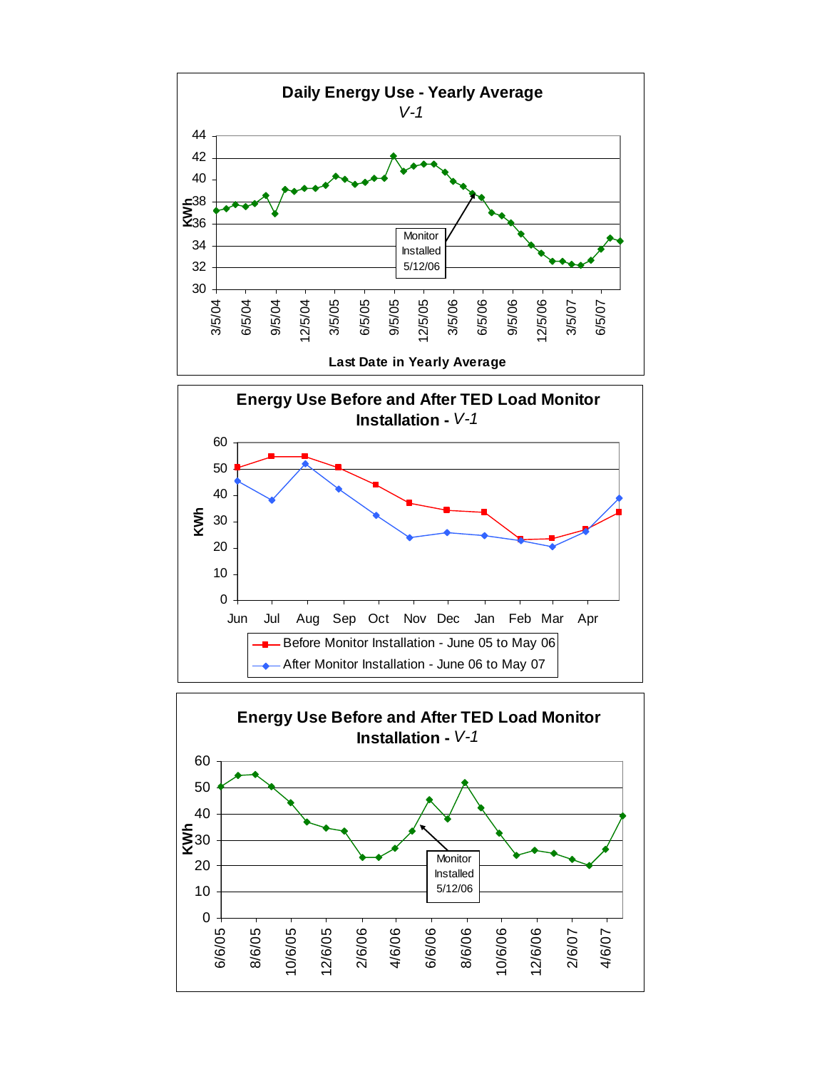Daily Energy Use - Yearly Average

*V-1*

44
42
40
38
36
34
32
30

KWh

Monitor Installed 5/12/06

3/5/04
6/5/04
9/5/04
12/5/04
3/5/05
6/5/05
9/5/05
12/5/05
3/5/06
6/5/06
9/5/06
12/5/06
3/5/07
6/5/07

Last Date in Yearly Average

Energy Use Before and After TED Load Monitor Installation - *V-1*

60
50
40
30
20
10
0

KWh

Jun
Jul
Aug
Sep
Oct
Nov
Dec
Jan
Feb
Mar
Apr

Before Monitor Installation - June 05 to May 06

After Monitor Installation - June 06 to May 07

Energy Use Before and After TED Load Monitor Installation - *V-1*

60
50
40
30
20
10
0

KWh

Monitor Installed 5/12/06

6/6/05
8/6/05
10/6/05
12/6/05
2/6/06
4/6/06
6/6/06
8/6/06
10/6/06
12/6/06
2/6/07
4/6/07